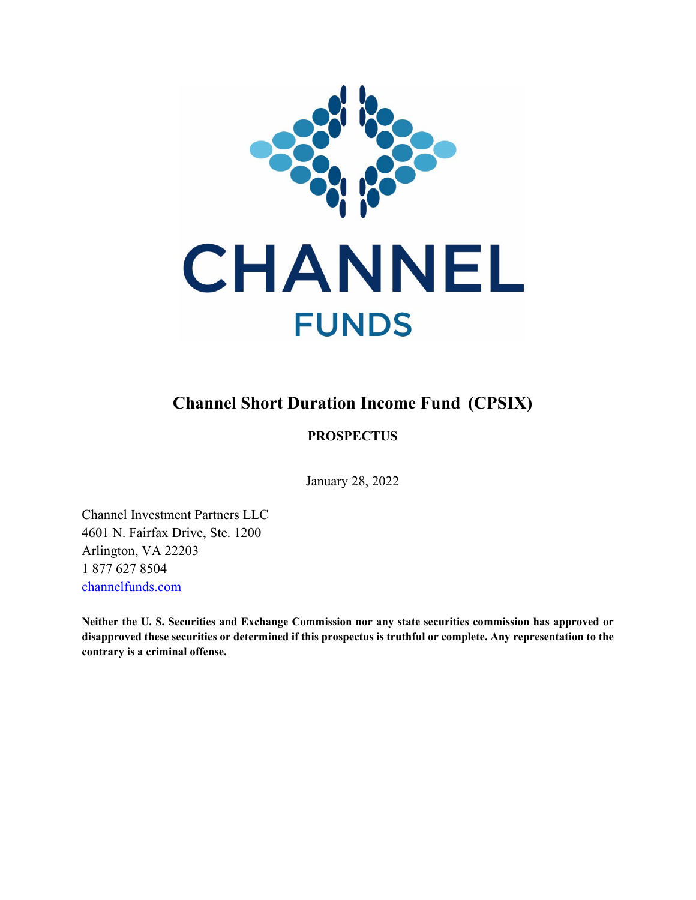# CHANNEL

## FUNDS

# Channel Short Duration Income Fund (CPSIX)

**PROSPECTUS**

January 28, 2022

Channel Investment Partners LLC
4601 N. Fairfax Drive, Ste. 1200
Arlington, VA 22203
1 877 627 8504
channelfunds.com

**Neither the U. S. Securities and Exchange Commission nor any state securities commission has approved or disapproved these securities or determined if this prospectus is truthful or complete. Any representation to the contrary is a criminal offense.**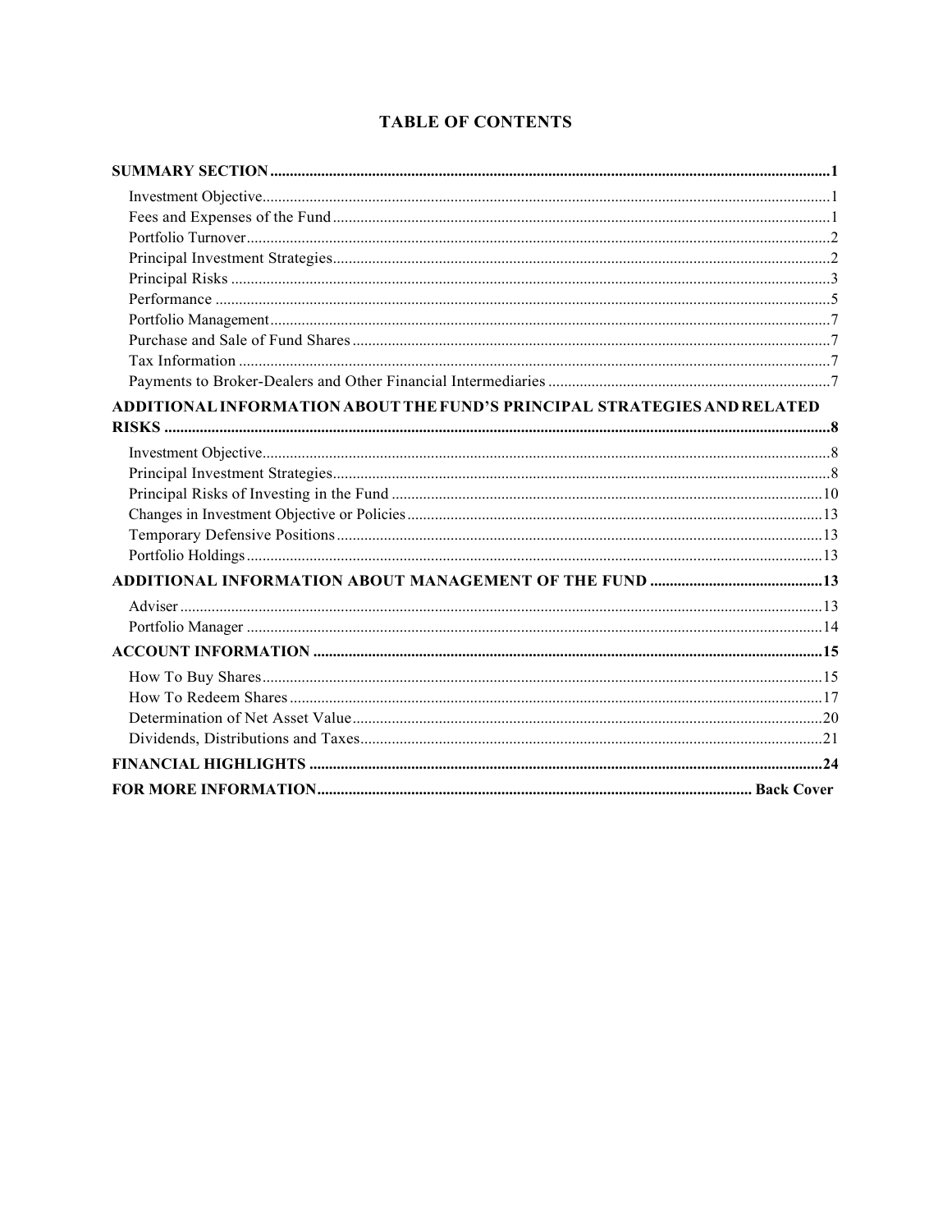# TABLE OF CONTENTS

| | |
|---|---|
| **SUMMARY SECTION** | **1** |
| Investment Objective | 1 |
| Fees and Expenses of the Fund | 1 |
| Portfolio Turnover | 2 |
| Principal Investment Strategies | 2 |
| Principal Risks | 3 |
| Performance | 5 |
| Portfolio Management | 7 |
| Purchase and Sale of Fund Shares | 7 |
| Tax Information | 7 |
| Payments to Broker-Dealers and Other Financial Intermediaries | 7 |
| **ADDITIONAL INFORMATION ABOUT THE FUND'S PRINCIPAL STRATEGIES AND RELATED RISKS** | **8** |
| Investment Objective | 8 |
| Principal Investment Strategies | 8 |
| Principal Risks of Investing in the Fund | 10 |
| Changes in Investment Objective or Policies | 13 |
| Temporary Defensive Positions | 13 |
| Portfolio Holdings | 13 |
| **ADDITIONAL INFORMATION ABOUT MANAGEMENT OF THE FUND** | **13** |
| Adviser | 13 |
| Portfolio Manager | 14 |
| **ACCOUNT INFORMATION** | **15** |
| How To Buy Shares | 15 |
| How To Redeem Shares | 17 |
| Determination of Net Asset Value | 20 |
| Dividends, Distributions and Taxes | 21 |
| **FINANCIAL HIGHLIGHTS** | **24** |
| **FOR MORE INFORMATION** | **Back Cover** |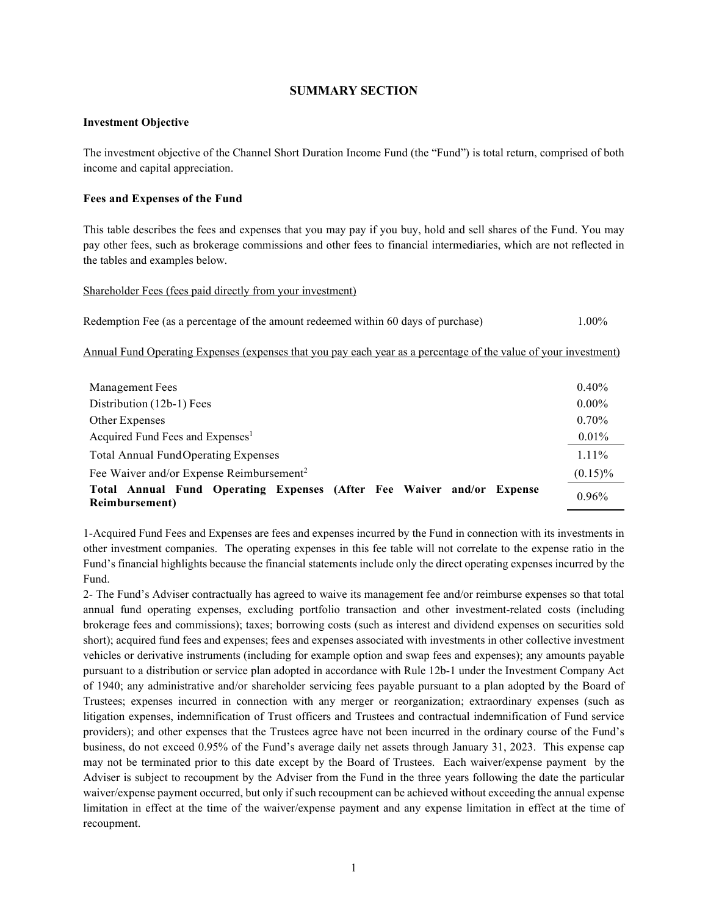## SUMMARY SECTION

### Investment Objective

The investment objective of the Channel Short Duration Income Fund (the "Fund") is total return, comprised of both income and capital appreciation.

### Fees and Expenses of the Fund

This table describes the fees and expenses that you may pay if you buy, hold and sell shares of the Fund. You may pay other fees, such as brokerage commissions and other fees to financial intermediaries, which are not reflected in the tables and examples below.

Shareholder Fees (fees paid directly from your investment)

| | |
|---|---|
| Redemption Fee (as a percentage of the amount redeemed within 60 days of purchase) | 1.00% |

Annual Fund Operating Expenses (expenses that you pay each year as a percentage of the value of your investment)

| | |
|---|---|
| Management Fees | 0.40% |
| Distribution (12b-1) Fees | 0.00% |
| Other Expenses | 0.70% |
| Acquired Fund Fees and Expenses[1] | 0.01% |
| Total Annual Fund Operating Expenses | 1.11% |
| Fee Waiver and/or Expense Reimbursement[2] | (0.15)% |
| **Total Annual Fund Operating Expenses (After Fee Waiver and/or Expense Reimbursement)** | 0.96% |

1-Acquired Fund Fees and Expenses are fees and expenses incurred by the Fund in connection with its investments in other investment companies. The operating expenses in this fee table will not correlate to the expense ratio in the Fund's financial highlights because the financial statements include only the direct operating expenses incurred by the Fund.

2- The Fund's Adviser contractually has agreed to waive its management fee and/or reimburse expenses so that total annual fund operating expenses, excluding portfolio transaction and other investment-related costs (including brokerage fees and commissions); taxes; borrowing costs (such as interest and dividend expenses on securities sold short); acquired fund fees and expenses; fees and expenses associated with investments in other collective investment vehicles or derivative instruments (including for example option and swap fees and expenses); any amounts payable pursuant to a distribution or service plan adopted in accordance with Rule 12b-1 under the Investment Company Act of 1940; any administrative and/or shareholder servicing fees payable pursuant to a plan adopted by the Board of Trustees; expenses incurred in connection with any merger or reorganization; extraordinary expenses (such as litigation expenses, indemnification of Trust officers and Trustees and contractual indemnification of Fund service providers); and other expenses that the Trustees agree have not been incurred in the ordinary course of the Fund's business, do not exceed 0.95% of the Fund's average daily net assets through January 31, 2023. This expense cap may not be terminated prior to this date except by the Board of Trustees. Each waiver/expense payment by the Adviser is subject to recoupment by the Adviser from the Fund in the three years following the date the particular waiver/expense payment occurred, but only if such recoupment can be achieved without exceeding the annual expense limitation in effect at the time of the waiver/expense payment and any expense limitation in effect at the time of recoupment.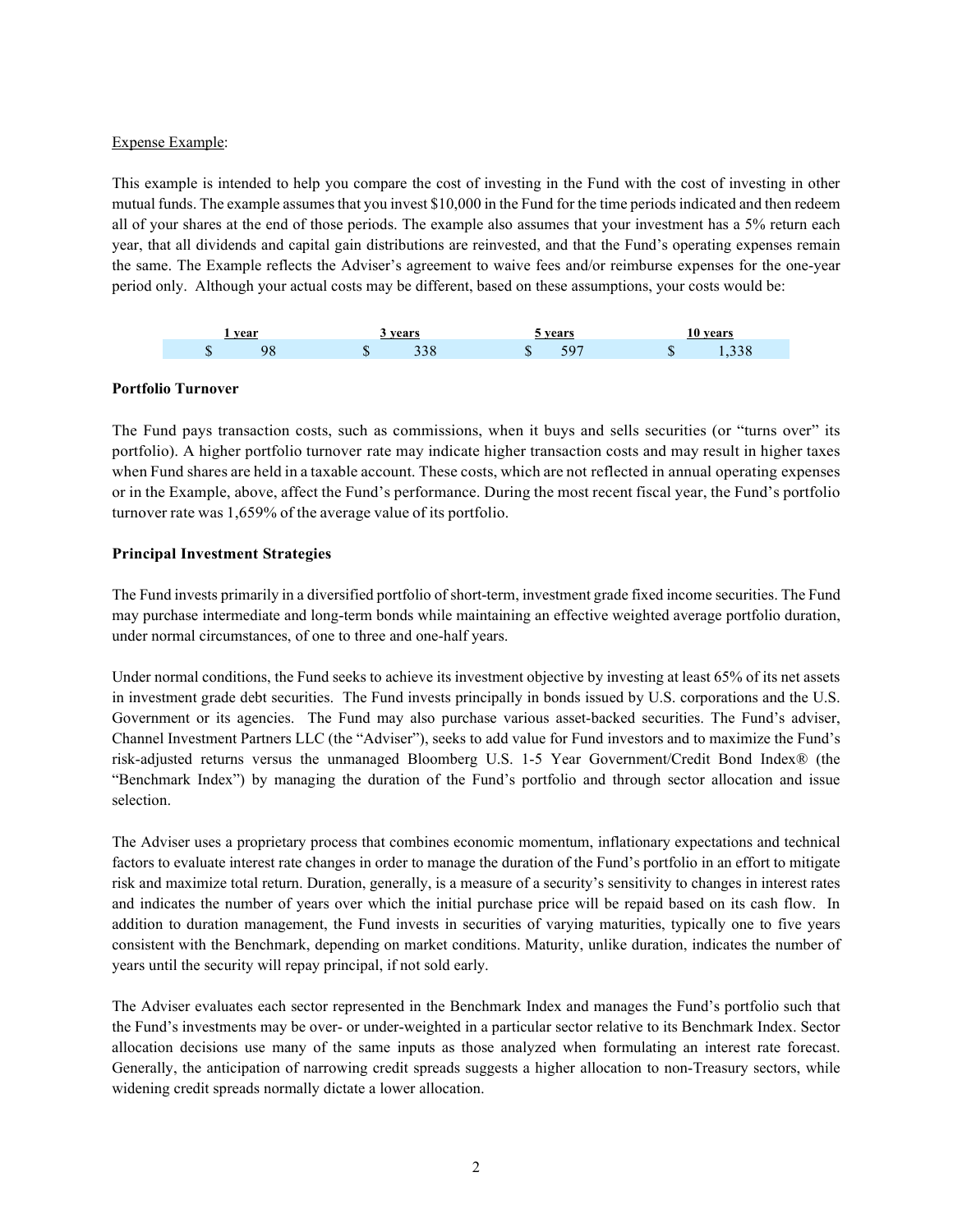Expense Example:

This example is intended to help you compare the cost of investing in the Fund with the cost of investing in other mutual funds. The example assumes that you invest $10,000 in the Fund for the time periods indicated and then redeem all of your shares at the end of those periods. The example also assumes that your investment has a 5% return each year, that all dividends and capital gain distributions are reinvested, and that the Fund's operating expenses remain the same. The Example reflects the Adviser's agreement to waive fees and/or reimburse expenses for the one-year period only. Although your actual costs may be different, based on these assumptions, your costs would be:

| 1 year | 3 years | 5 years | 10 years |
|---|---|---|---|
| $ 98 | $ 338 | $ 597 | $ 1,338 |

**Portfolio Turnover**

The Fund pays transaction costs, such as commissions, when it buys and sells securities (or "turns over" its portfolio). A higher portfolio turnover rate may indicate higher transaction costs and may result in higher taxes when Fund shares are held in a taxable account. These costs, which are not reflected in annual operating expenses or in the Example, above, affect the Fund's performance. During the most recent fiscal year, the Fund's portfolio turnover rate was 1,659% of the average value of its portfolio.

**Principal Investment Strategies**

The Fund invests primarily in a diversified portfolio of short-term, investment grade fixed income securities. The Fund may purchase intermediate and long-term bonds while maintaining an effective weighted average portfolio duration, under normal circumstances, of one to three and one-half years.

Under normal conditions, the Fund seeks to achieve its investment objective by investing at least 65% of its net assets in investment grade debt securities. The Fund invests principally in bonds issued by U.S. corporations and the U.S. Government or its agencies. The Fund may also purchase various asset-backed securities. The Fund's adviser, Channel Investment Partners LLC (the "Adviser"), seeks to add value for Fund investors and to maximize the Fund's risk-adjusted returns versus the unmanaged Bloomberg U.S. 1-5 Year Government/Credit Bond Index® (the "Benchmark Index") by managing the duration of the Fund's portfolio and through sector allocation and issue selection.

The Adviser uses a proprietary process that combines economic momentum, inflationary expectations and technical factors to evaluate interest rate changes in order to manage the duration of the Fund's portfolio in an effort to mitigate risk and maximize total return. Duration, generally, is a measure of a security's sensitivity to changes in interest rates and indicates the number of years over which the initial purchase price will be repaid based on its cash flow. In addition to duration management, the Fund invests in securities of varying maturities, typically one to five years consistent with the Benchmark, depending on market conditions. Maturity, unlike duration, indicates the number of years until the security will repay principal, if not sold early.

The Adviser evaluates each sector represented in the Benchmark Index and manages the Fund's portfolio such that the Fund's investments may be over- or under-weighted in a particular sector relative to its Benchmark Index. Sector allocation decisions use many of the same inputs as those analyzed when formulating an interest rate forecast. Generally, the anticipation of narrowing credit spreads suggests a higher allocation to non-Treasury sectors, while widening credit spreads normally dictate a lower allocation.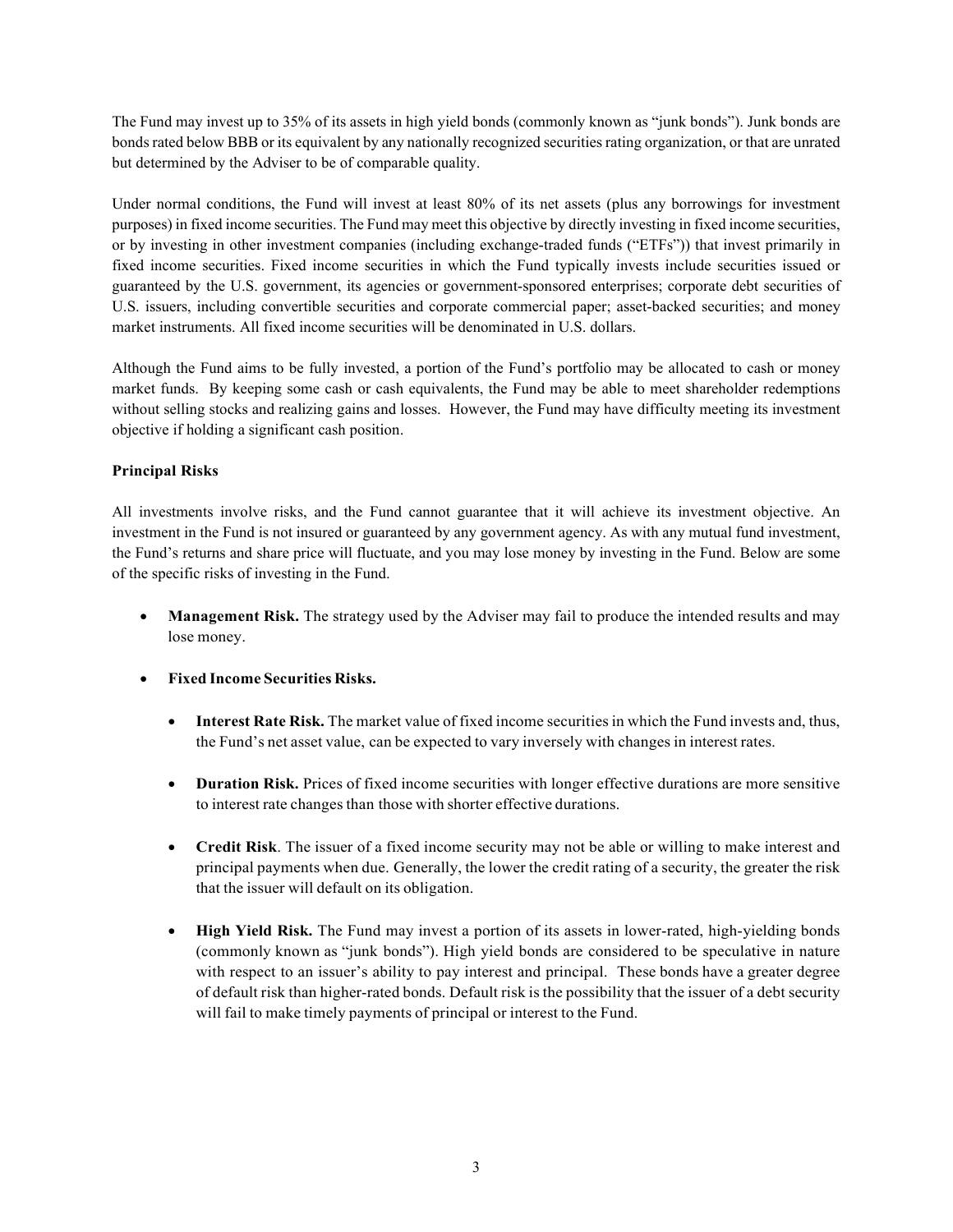The Fund may invest up to 35% of its assets in high yield bonds (commonly known as "junk bonds"). Junk bonds are bonds rated below BBB or its equivalent by any nationally recognized securities rating organization, or that are unrated but determined by the Adviser to be of comparable quality.

Under normal conditions, the Fund will invest at least 80% of its net assets (plus any borrowings for investment purposes) in fixed income securities. The Fund may meet this objective by directly investing in fixed income securities, or by investing in other investment companies (including exchange-traded funds ("ETFs")) that invest primarily in fixed income securities. Fixed income securities in which the Fund typically invests include securities issued or guaranteed by the U.S. government, its agencies or government-sponsored enterprises; corporate debt securities of U.S. issuers, including convertible securities and corporate commercial paper; asset-backed securities; and money market instruments. All fixed income securities will be denominated in U.S. dollars.

Although the Fund aims to be fully invested, a portion of the Fund's portfolio may be allocated to cash or money market funds. By keeping some cash or cash equivalents, the Fund may be able to meet shareholder redemptions without selling stocks and realizing gains and losses. However, the Fund may have difficulty meeting its investment objective if holding a significant cash position.

**Principal Risks**

All investments involve risks, and the Fund cannot guarantee that it will achieve its investment objective. An investment in the Fund is not insured or guaranteed by any government agency. As with any mutual fund investment, the Fund's returns and share price will fluctuate, and you may lose money by investing in the Fund. Below are some of the specific risks of investing in the Fund.

- **Management Risk.** The strategy used by the Adviser may fail to produce the intended results and may lose money.
- **Fixed Income Securities Risks.**
  - **Interest Rate Risk.** The market value of fixed income securities in which the Fund invests and, thus, the Fund's net asset value, can be expected to vary inversely with changes in interest rates.
  - **Duration Risk.** Prices of fixed income securities with longer effective durations are more sensitive to interest rate changes than those with shorter effective durations.
  - **Credit Risk**. The issuer of a fixed income security may not be able or willing to make interest and principal payments when due. Generally, the lower the credit rating of a security, the greater the risk that the issuer will default on its obligation.
  - **High Yield Risk.** The Fund may invest a portion of its assets in lower-rated, high-yielding bonds (commonly known as "junk bonds"). High yield bonds are considered to be speculative in nature with respect to an issuer's ability to pay interest and principal. These bonds have a greater degree of default risk than higher-rated bonds. Default risk is the possibility that the issuer of a debt security will fail to make timely payments of principal or interest to the Fund.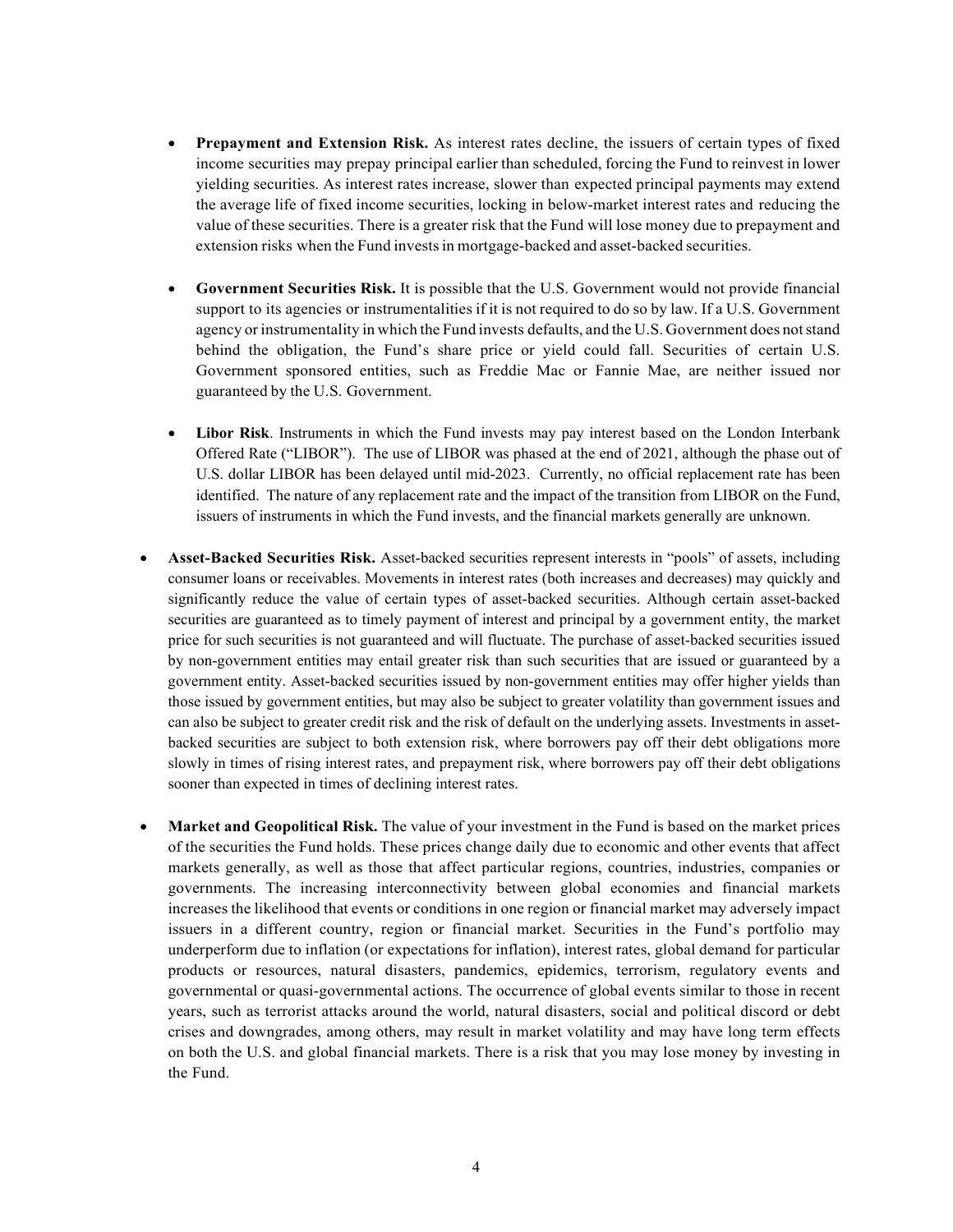- **Prepayment and Extension Risk.** As interest rates decline, the issuers of certain types of fixed income securities may prepay principal earlier than scheduled, forcing the Fund to reinvest in lower yielding securities. As interest rates increase, slower than expected principal payments may extend the average life of fixed income securities, locking in below-market interest rates and reducing the value of these securities. There is a greater risk that the Fund will lose money due to prepayment and extension risks when the Fund invests in mortgage-backed and asset-backed securities.

  - **Government Securities Risk.** It is possible that the U.S. Government would not provide financial support to its agencies or instrumentalities if it is not required to do so by law. If a U.S. Government agency or instrumentality in which the Fund invests defaults, and the U.S. Government does not stand behind the obligation, the Fund's share price or yield could fall. Securities of certain U.S. Government sponsored entities, such as Freddie Mac or Fannie Mae, are neither issued nor guaranteed by the U.S. Government.

  - **Libor Risk**. Instruments in which the Fund invests may pay interest based on the London Interbank Offered Rate ("LIBOR"). The use of LIBOR was phased at the end of 2021, although the phase out of U.S. dollar LIBOR has been delayed until mid-2023. Currently, no official replacement rate has been identified. The nature of any replacement rate and the impact of the transition from LIBOR on the Fund, issuers of instruments in which the Fund invests, and the financial markets generally are unknown.

- **Asset-Backed Securities Risk.** Asset-backed securities represent interests in "pools" of assets, including consumer loans or receivables. Movements in interest rates (both increases and decreases) may quickly and significantly reduce the value of certain types of asset-backed securities. Although certain asset-backed securities are guaranteed as to timely payment of interest and principal by a government entity, the market price for such securities is not guaranteed and will fluctuate. The purchase of asset-backed securities issued by non-government entities may entail greater risk than such securities that are issued or guaranteed by a government entity. Asset-backed securities issued by non-government entities may offer higher yields than those issued by government entities, but may also be subject to greater volatility than government issues and can also be subject to greater credit risk and the risk of default on the underlying assets. Investments in asset-backed securities are subject to both extension risk, where borrowers pay off their debt obligations more slowly in times of rising interest rates, and prepayment risk, where borrowers pay off their debt obligations sooner than expected in times of declining interest rates.

- **Market and Geopolitical Risk.** The value of your investment in the Fund is based on the market prices of the securities the Fund holds. These prices change daily due to economic and other events that affect markets generally, as well as those that affect particular regions, countries, industries, companies or governments. The increasing interconnectivity between global economies and financial markets increases the likelihood that events or conditions in one region or financial market may adversely impact issuers in a different country, region or financial market. Securities in the Fund's portfolio may underperform due to inflation (or expectations for inflation), interest rates, global demand for particular products or resources, natural disasters, pandemics, epidemics, terrorism, regulatory events and governmental or quasi-governmental actions. The occurrence of global events similar to those in recent years, such as terrorist attacks around the world, natural disasters, social and political discord or debt crises and downgrades, among others, may result in market volatility and may have long term effects on both the U.S. and global financial markets. There is a risk that you may lose money by investing in the Fund.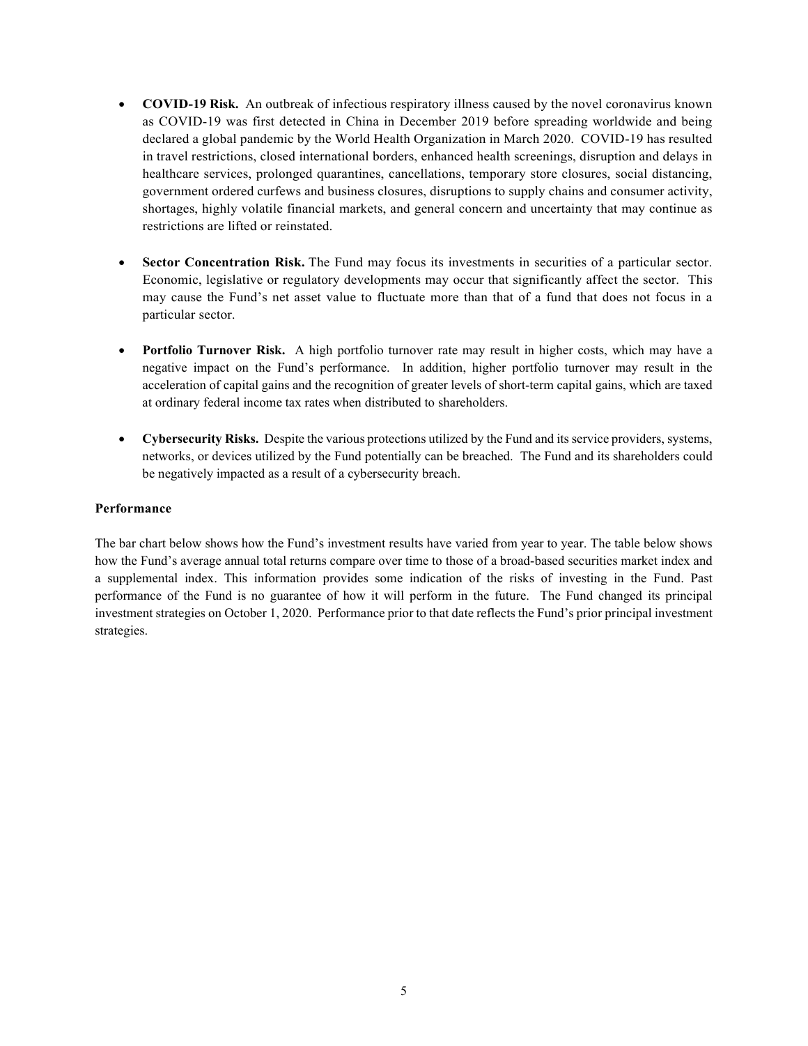- **COVID-19 Risk.** An outbreak of infectious respiratory illness caused by the novel coronavirus known as COVID-19 was first detected in China in December 2019 before spreading worldwide and being declared a global pandemic by the World Health Organization in March 2020. COVID-19 has resulted in travel restrictions, closed international borders, enhanced health screenings, disruption and delays in healthcare services, prolonged quarantines, cancellations, temporary store closures, social distancing, government ordered curfews and business closures, disruptions to supply chains and consumer activity, shortages, highly volatile financial markets, and general concern and uncertainty that may continue as restrictions are lifted or reinstated.

- **Sector Concentration Risk.** The Fund may focus its investments in securities of a particular sector. Economic, legislative or regulatory developments may occur that significantly affect the sector. This may cause the Fund's net asset value to fluctuate more than that of a fund that does not focus in a particular sector.

- **Portfolio Turnover Risk.** A high portfolio turnover rate may result in higher costs, which may have a negative impact on the Fund's performance. In addition, higher portfolio turnover may result in the acceleration of capital gains and the recognition of greater levels of short-term capital gains, which are taxed at ordinary federal income tax rates when distributed to shareholders.

- **Cybersecurity Risks.** Despite the various protections utilized by the Fund and its service providers, systems, networks, or devices utilized by the Fund potentially can be breached. The Fund and its shareholders could be negatively impacted as a result of a cybersecurity breach.

**Performance**

The bar chart below shows how the Fund's investment results have varied from year to year. The table below shows how the Fund's average annual total returns compare over time to those of a broad-based securities market index and a supplemental index. This information provides some indication of the risks of investing in the Fund. Past performance of the Fund is no guarantee of how it will perform in the future. The Fund changed its principal investment strategies on October 1, 2020. Performance prior to that date reflects the Fund's prior principal investment strategies.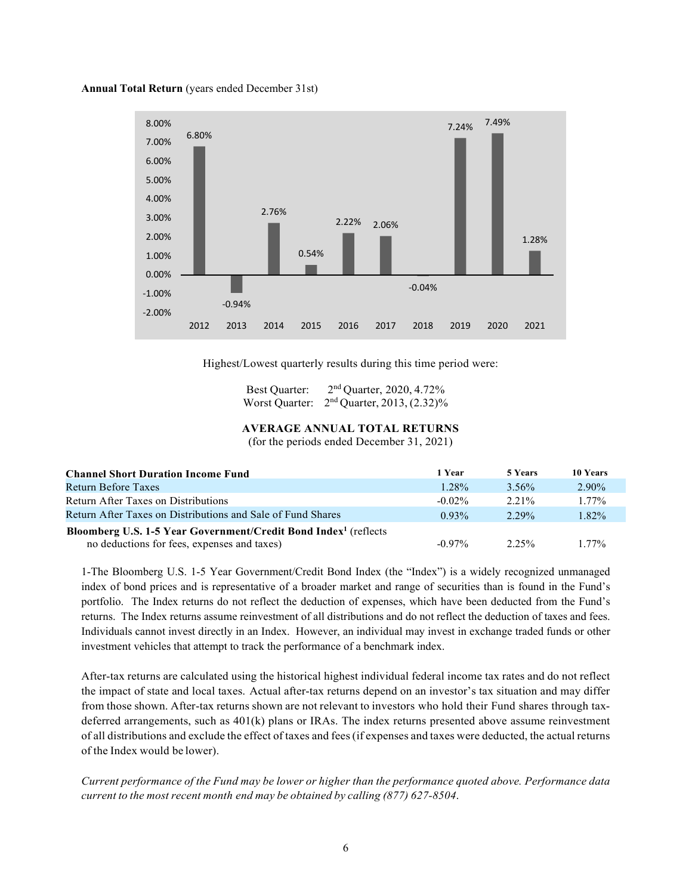**Annual Total Return** (years ended December 31st)

| Year | Return |
|---|---|
| 2012 | 6.80% |
| 2013 | -0.94% |
| 2014 | 2.76% |
| 2015 | 0.54% |
| 2016 | 2.22% |
| 2017 | 2.06% |
| 2018 | -0.04% |
| 2019 | 7.24% |
| 2020 | 7.49% |
| 2021 | 1.28% |

Highest/Lowest quarterly results during this time period were:

Best Quarter: 2nd Quarter, 2020, 4.72%
Worst Quarter: 2nd Quarter, 2013, (2.32)%

**AVERAGE ANNUAL TOTAL RETURNS**
(for the periods ended December 31, 2021)

| Channel Short Duration Income Fund | 1 Year | 5 Years | 10 Years |
|---|---|---|---|
| Return Before Taxes | 1.28% | 3.56% | 2.90% |
| Return After Taxes on Distributions | -0.02% | 2.21% | 1.77% |
| Return After Taxes on Distributions and Sale of Fund Shares | 0.93% | 2.29% | 1.82% |
| **Bloomberg U.S. 1-5 Year Government/Credit Bond Index**[1] (reflects no deductions for fees, expenses and taxes) | -0.97% | 2.25% | 1.77% |

1-The Bloomberg U.S. 1-5 Year Government/Credit Bond Index (the "Index") is a widely recognized unmanaged index of bond prices and is representative of a broader market and range of securities than is found in the Fund's portfolio. The Index returns do not reflect the deduction of expenses, which have been deducted from the Fund's returns. The Index returns assume reinvestment of all distributions and do not reflect the deduction of taxes and fees. Individuals cannot invest directly in an Index. However, an individual may invest in exchange traded funds or other investment vehicles that attempt to track the performance of a benchmark index.

After-tax returns are calculated using the historical highest individual federal income tax rates and do not reflect the impact of state and local taxes. Actual after-tax returns depend on an investor's tax situation and may differ from those shown. After-tax returns shown are not relevant to investors who hold their Fund shares through tax-deferred arrangements, such as 401(k) plans or IRAs. The index returns presented above assume reinvestment of all distributions and exclude the effect of taxes and fees (if expenses and taxes were deducted, the actual returns of the Index would be lower).

*Current performance of the Fund may be lower or higher than the performance quoted above. Performance data current to the most recent month end may be obtained by calling (877) 627-8504.*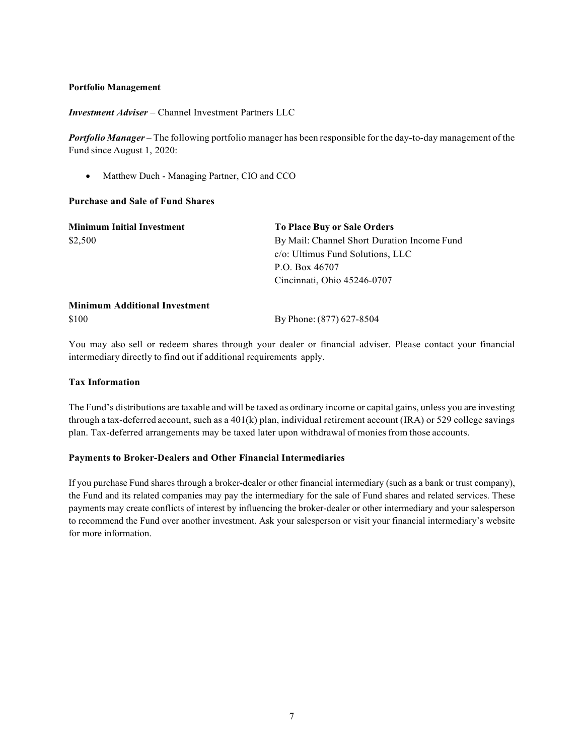**Portfolio Management**

***Investment Adviser*** – Channel Investment Partners LLC

***Portfolio Manager*** – The following portfolio manager has been responsible for the day-to-day management of the Fund since August 1, 2020:

- Matthew Duch - Managing Partner, CIO and CCO

**Purchase and Sale of Fund Shares**

| **Minimum Initial Investment** | **To Place Buy or Sale Orders** |
|---|---|
| $2,500 | By Mail: Channel Short Duration Income Fund<br>c/o: Ultimus Fund Solutions, LLC<br>P.O. Box 46707<br>Cincinnati, Ohio 45246-0707 |
| **Minimum Additional Investment** | |
| $100 | By Phone: (877) 627-8504 |

You may also sell or redeem shares through your dealer or financial adviser. Please contact your financial intermediary directly to find out if additional requirements apply.

**Tax Information**

The Fund's distributions are taxable and will be taxed as ordinary income or capital gains, unless you are investing through a tax-deferred account, such as a 401(k) plan, individual retirement account (IRA) or 529 college savings plan. Tax-deferred arrangements may be taxed later upon withdrawal of monies from those accounts.

**Payments to Broker-Dealers and Other Financial Intermediaries**

If you purchase Fund shares through a broker-dealer or other financial intermediary (such as a bank or trust company), the Fund and its related companies may pay the intermediary for the sale of Fund shares and related services. These payments may create conflicts of interest by influencing the broker-dealer or other intermediary and your salesperson to recommend the Fund over another investment. Ask your salesperson or visit your financial intermediary's website for more information.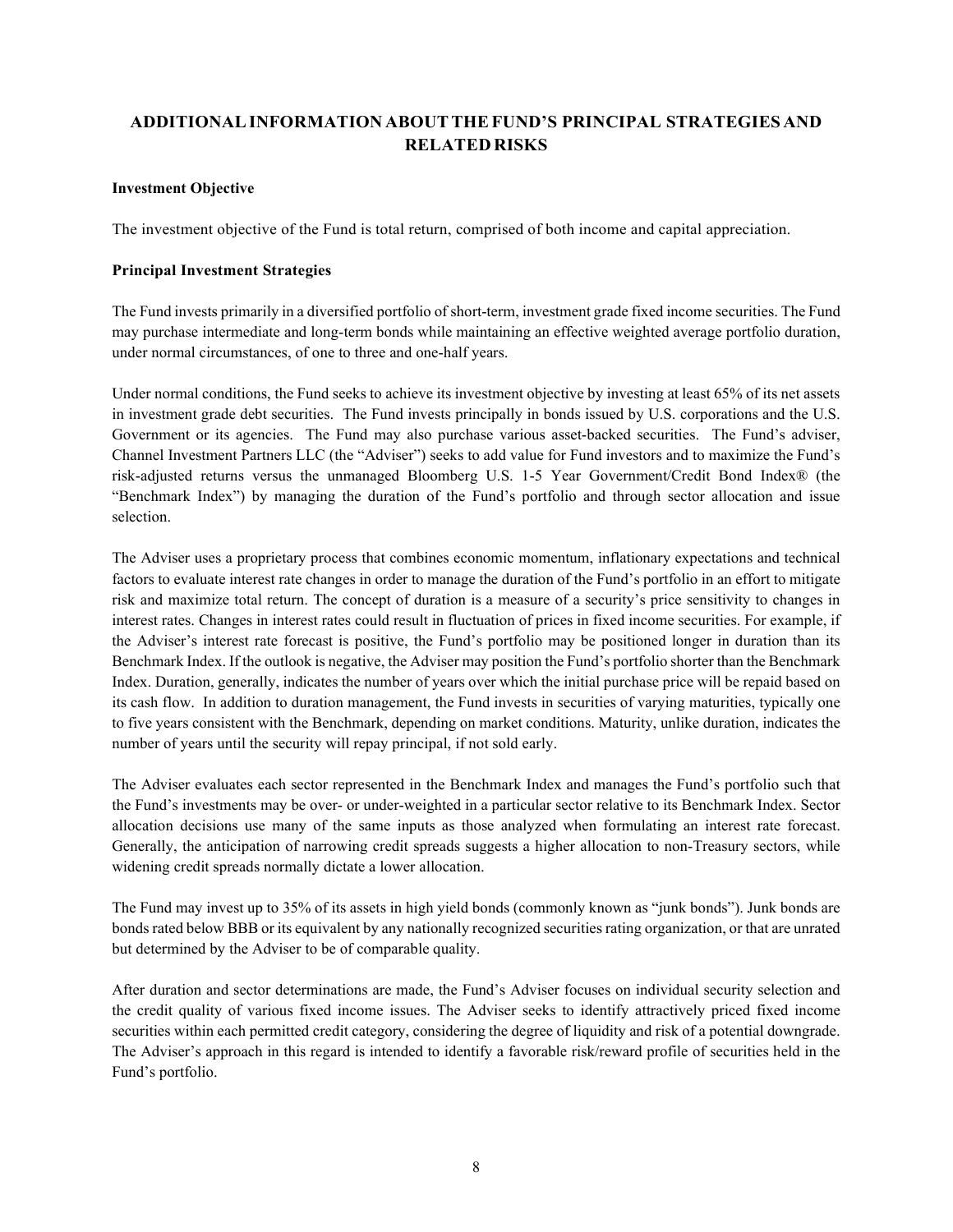## ADDITIONAL INFORMATION ABOUT THE FUND'S PRINCIPAL STRATEGIES AND RELATED RISKS

### Investment Objective

The investment objective of the Fund is total return, comprised of both income and capital appreciation.

### Principal Investment Strategies

The Fund invests primarily in a diversified portfolio of short-term, investment grade fixed income securities. The Fund may purchase intermediate and long-term bonds while maintaining an effective weighted average portfolio duration, under normal circumstances, of one to three and one-half years.

Under normal conditions, the Fund seeks to achieve its investment objective by investing at least 65% of its net assets in investment grade debt securities. The Fund invests principally in bonds issued by U.S. corporations and the U.S. Government or its agencies. The Fund may also purchase various asset-backed securities. The Fund's adviser, Channel Investment Partners LLC (the "Adviser") seeks to add value for Fund investors and to maximize the Fund's risk-adjusted returns versus the unmanaged Bloomberg U.S. 1-5 Year Government/Credit Bond Index® (the "Benchmark Index") by managing the duration of the Fund's portfolio and through sector allocation and issue selection.

The Adviser uses a proprietary process that combines economic momentum, inflationary expectations and technical factors to evaluate interest rate changes in order to manage the duration of the Fund's portfolio in an effort to mitigate risk and maximize total return. The concept of duration is a measure of a security's price sensitivity to changes in interest rates. Changes in interest rates could result in fluctuation of prices in fixed income securities. For example, if the Adviser's interest rate forecast is positive, the Fund's portfolio may be positioned longer in duration than its Benchmark Index. If the outlook is negative, the Adviser may position the Fund's portfolio shorter than the Benchmark Index. Duration, generally, indicates the number of years over which the initial purchase price will be repaid based on its cash flow. In addition to duration management, the Fund invests in securities of varying maturities, typically one to five years consistent with the Benchmark, depending on market conditions. Maturity, unlike duration, indicates the number of years until the security will repay principal, if not sold early.

The Adviser evaluates each sector represented in the Benchmark Index and manages the Fund's portfolio such that the Fund's investments may be over- or under-weighted in a particular sector relative to its Benchmark Index. Sector allocation decisions use many of the same inputs as those analyzed when formulating an interest rate forecast. Generally, the anticipation of narrowing credit spreads suggests a higher allocation to non-Treasury sectors, while widening credit spreads normally dictate a lower allocation.

The Fund may invest up to 35% of its assets in high yield bonds (commonly known as "junk bonds"). Junk bonds are bonds rated below BBB or its equivalent by any nationally recognized securities rating organization, or that are unrated but determined by the Adviser to be of comparable quality.

After duration and sector determinations are made, the Fund's Adviser focuses on individual security selection and the credit quality of various fixed income issues. The Adviser seeks to identify attractively priced fixed income securities within each permitted credit category, considering the degree of liquidity and risk of a potential downgrade. The Adviser's approach in this regard is intended to identify a favorable risk/reward profile of securities held in the Fund's portfolio.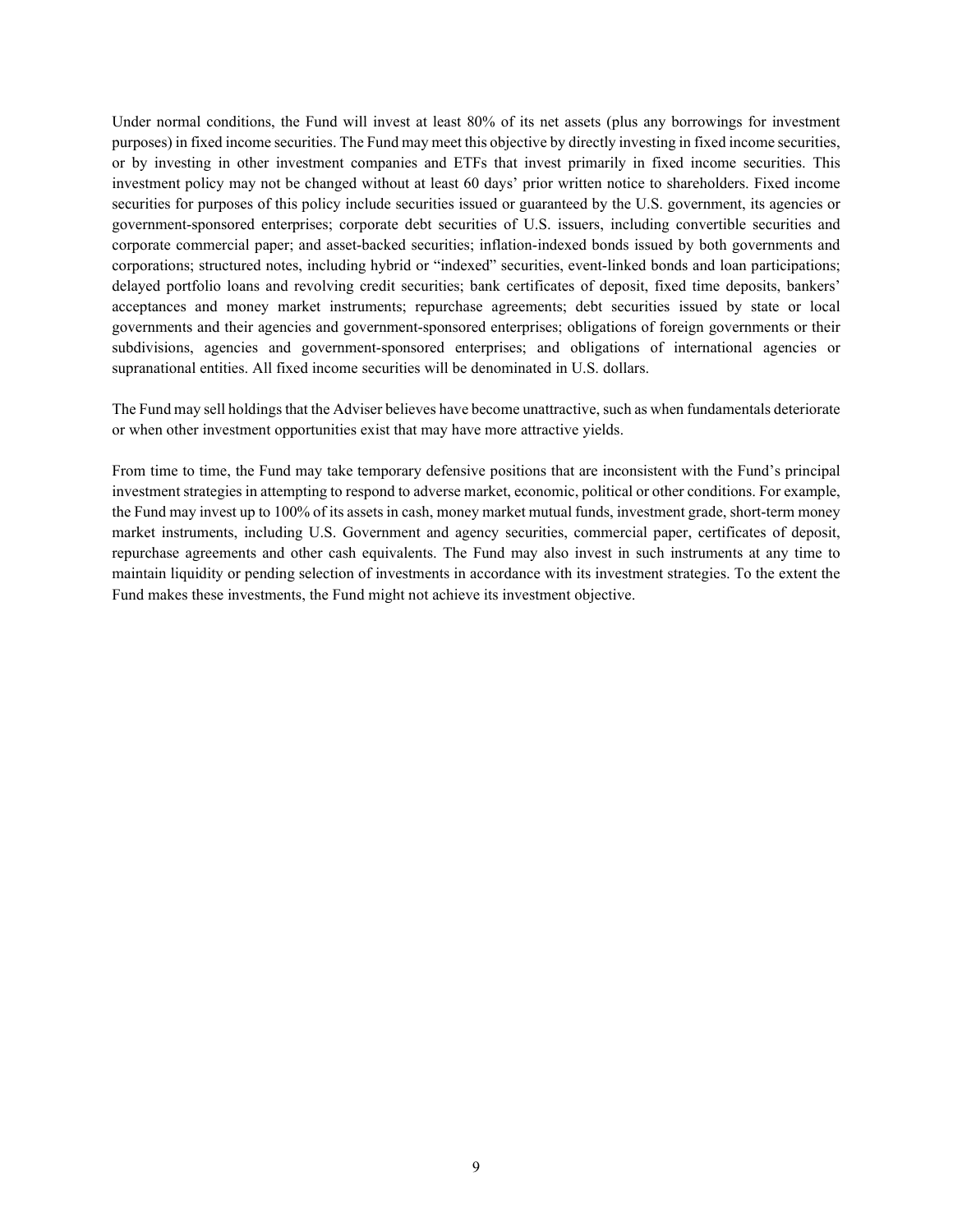Under normal conditions, the Fund will invest at least 80% of its net assets (plus any borrowings for investment purposes) in fixed income securities. The Fund may meet this objective by directly investing in fixed income securities, or by investing in other investment companies and ETFs that invest primarily in fixed income securities. This investment policy may not be changed without at least 60 days' prior written notice to shareholders. Fixed income securities for purposes of this policy include securities issued or guaranteed by the U.S. government, its agencies or government-sponsored enterprises; corporate debt securities of U.S. issuers, including convertible securities and corporate commercial paper; and asset-backed securities; inflation-indexed bonds issued by both governments and corporations; structured notes, including hybrid or "indexed" securities, event-linked bonds and loan participations; delayed portfolio loans and revolving credit securities; bank certificates of deposit, fixed time deposits, bankers' acceptances and money market instruments; repurchase agreements; debt securities issued by state or local governments and their agencies and government-sponsored enterprises; obligations of foreign governments or their subdivisions, agencies and government-sponsored enterprises; and obligations of international agencies or supranational entities. All fixed income securities will be denominated in U.S. dollars.

The Fund may sell holdings that the Adviser believes have become unattractive, such as when fundamentals deteriorate or when other investment opportunities exist that may have more attractive yields.

From time to time, the Fund may take temporary defensive positions that are inconsistent with the Fund's principal investment strategies in attempting to respond to adverse market, economic, political or other conditions. For example, the Fund may invest up to 100% of its assets in cash, money market mutual funds, investment grade, short-term money market instruments, including U.S. Government and agency securities, commercial paper, certificates of deposit, repurchase agreements and other cash equivalents. The Fund may also invest in such instruments at any time to maintain liquidity or pending selection of investments in accordance with its investment strategies. To the extent the Fund makes these investments, the Fund might not achieve its investment objective.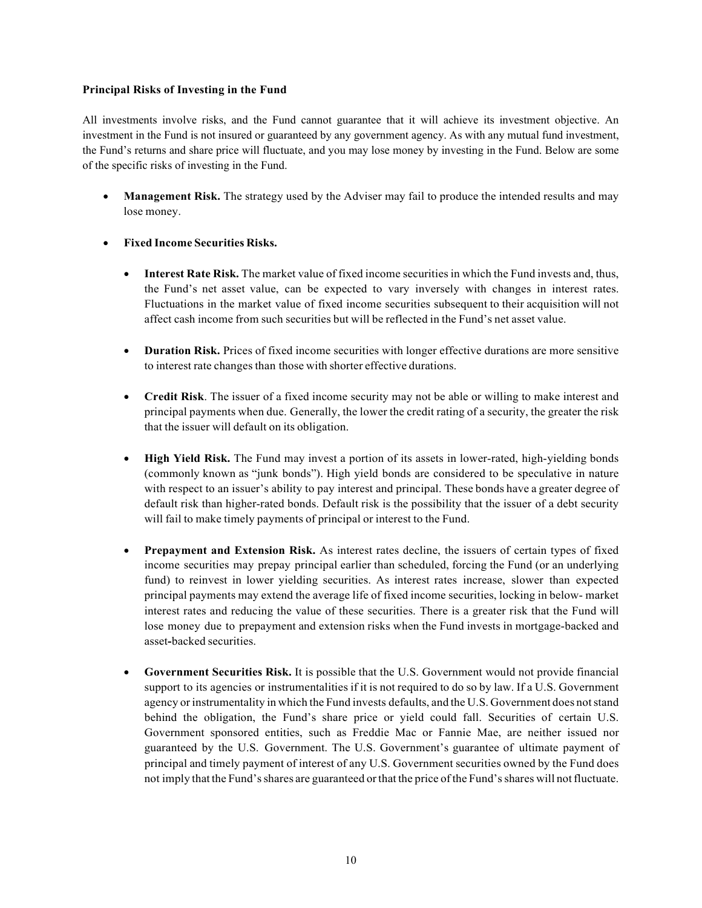**Principal Risks of Investing in the Fund**

All investments involve risks, and the Fund cannot guarantee that it will achieve its investment objective. An investment in the Fund is not insured or guaranteed by any government agency. As with any mutual fund investment, the Fund's returns and share price will fluctuate, and you may lose money by investing in the Fund. Below are some of the specific risks of investing in the Fund.

- **Management Risk.** The strategy used by the Adviser may fail to produce the intended results and may lose money.

- **Fixed Income Securities Risks.**

  - **Interest Rate Risk.** The market value of fixed income securities in which the Fund invests and, thus, the Fund's net asset value, can be expected to vary inversely with changes in interest rates. Fluctuations in the market value of fixed income securities subsequent to their acquisition will not affect cash income from such securities but will be reflected in the Fund's net asset value.

  - **Duration Risk.** Prices of fixed income securities with longer effective durations are more sensitive to interest rate changes than those with shorter effective durations.

  - **Credit Risk**. The issuer of a fixed income security may not be able or willing to make interest and principal payments when due. Generally, the lower the credit rating of a security, the greater the risk that the issuer will default on its obligation.

  - **High Yield Risk.** The Fund may invest a portion of its assets in lower-rated, high-yielding bonds (commonly known as "junk bonds"). High yield bonds are considered to be speculative in nature with respect to an issuer's ability to pay interest and principal. These bonds have a greater degree of default risk than higher-rated bonds. Default risk is the possibility that the issuer of a debt security will fail to make timely payments of principal or interest to the Fund.

  - **Prepayment and Extension Risk.** As interest rates decline, the issuers of certain types of fixed income securities may prepay principal earlier than scheduled, forcing the Fund (or an underlying fund) to reinvest in lower yielding securities. As interest rates increase, slower than expected principal payments may extend the average life of fixed income securities, locking in below- market interest rates and reducing the value of these securities. There is a greater risk that the Fund will lose money due to prepayment and extension risks when the Fund invests in mortgage-backed and asset-backed securities.

  - **Government Securities Risk.** It is possible that the U.S. Government would not provide financial support to its agencies or instrumentalities if it is not required to do so by law. If a U.S. Government agency or instrumentality in which the Fund invests defaults, and the U.S. Government does not stand behind the obligation, the Fund's share price or yield could fall. Securities of certain U.S. Government sponsored entities, such as Freddie Mac or Fannie Mae, are neither issued nor guaranteed by the U.S. Government. The U.S. Government's guarantee of ultimate payment of principal and timely payment of interest of any U.S. Government securities owned by the Fund does not imply that the Fund's shares are guaranteed or that the price of the Fund's shares will not fluctuate.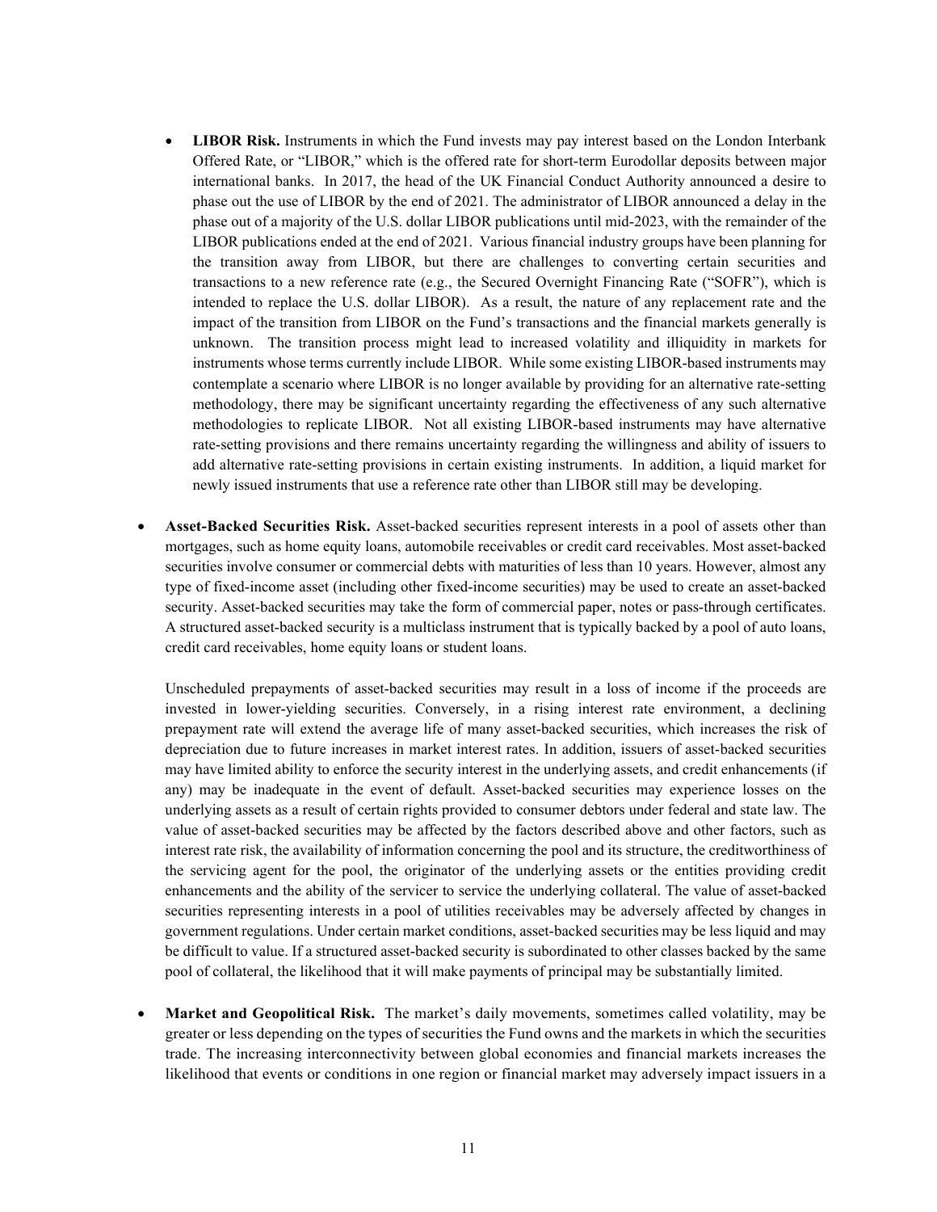- **LIBOR Risk.** Instruments in which the Fund invests may pay interest based on the London Interbank Offered Rate, or "LIBOR," which is the offered rate for short-term Eurodollar deposits between major international banks. In 2017, the head of the UK Financial Conduct Authority announced a desire to phase out the use of LIBOR by the end of 2021. The administrator of LIBOR announced a delay in the phase out of a majority of the U.S. dollar LIBOR publications until mid-2023, with the remainder of the LIBOR publications ended at the end of 2021. Various financial industry groups have been planning for the transition away from LIBOR, but there are challenges to converting certain securities and transactions to a new reference rate (e.g., the Secured Overnight Financing Rate ("SOFR"), which is intended to replace the U.S. dollar LIBOR). As a result, the nature of any replacement rate and the impact of the transition from LIBOR on the Fund's transactions and the financial markets generally is unknown. The transition process might lead to increased volatility and illiquidity in markets for instruments whose terms currently include LIBOR. While some existing LIBOR-based instruments may contemplate a scenario where LIBOR is no longer available by providing for an alternative rate-setting methodology, there may be significant uncertainty regarding the effectiveness of any such alternative methodologies to replicate LIBOR. Not all existing LIBOR-based instruments may have alternative rate-setting provisions and there remains uncertainty regarding the willingness and ability of issuers to add alternative rate-setting provisions in certain existing instruments. In addition, a liquid market for newly issued instruments that use a reference rate other than LIBOR still may be developing.

- **Asset-Backed Securities Risk.** Asset-backed securities represent interests in a pool of assets other than mortgages, such as home equity loans, automobile receivables or credit card receivables. Most asset-backed securities involve consumer or commercial debts with maturities of less than 10 years. However, almost any type of fixed-income asset (including other fixed-income securities) may be used to create an asset-backed security. Asset-backed securities may take the form of commercial paper, notes or pass-through certificates. A structured asset-backed security is a multiclass instrument that is typically backed by a pool of auto loans, credit card receivables, home equity loans or student loans.

  Unscheduled prepayments of asset-backed securities may result in a loss of income if the proceeds are invested in lower-yielding securities. Conversely, in a rising interest rate environment, a declining prepayment rate will extend the average life of many asset-backed securities, which increases the risk of depreciation due to future increases in market interest rates. In addition, issuers of asset-backed securities may have limited ability to enforce the security interest in the underlying assets, and credit enhancements (if any) may be inadequate in the event of default. Asset-backed securities may experience losses on the underlying assets as a result of certain rights provided to consumer debtors under federal and state law. The value of asset-backed securities may be affected by the factors described above and other factors, such as interest rate risk, the availability of information concerning the pool and its structure, the creditworthiness of the servicing agent for the pool, the originator of the underlying assets or the entities providing credit enhancements and the ability of the servicer to service the underlying collateral. The value of asset-backed securities representing interests in a pool of utilities receivables may be adversely affected by changes in government regulations. Under certain market conditions, asset-backed securities may be less liquid and may be difficult to value. If a structured asset-backed security is subordinated to other classes backed by the same pool of collateral, the likelihood that it will make payments of principal may be substantially limited.

- **Market and Geopolitical Risk.** The market's daily movements, sometimes called volatility, may be greater or less depending on the types of securities the Fund owns and the markets in which the securities trade. The increasing interconnectivity between global economies and financial markets increases the likelihood that events or conditions in one region or financial market may adversely impact issuers in a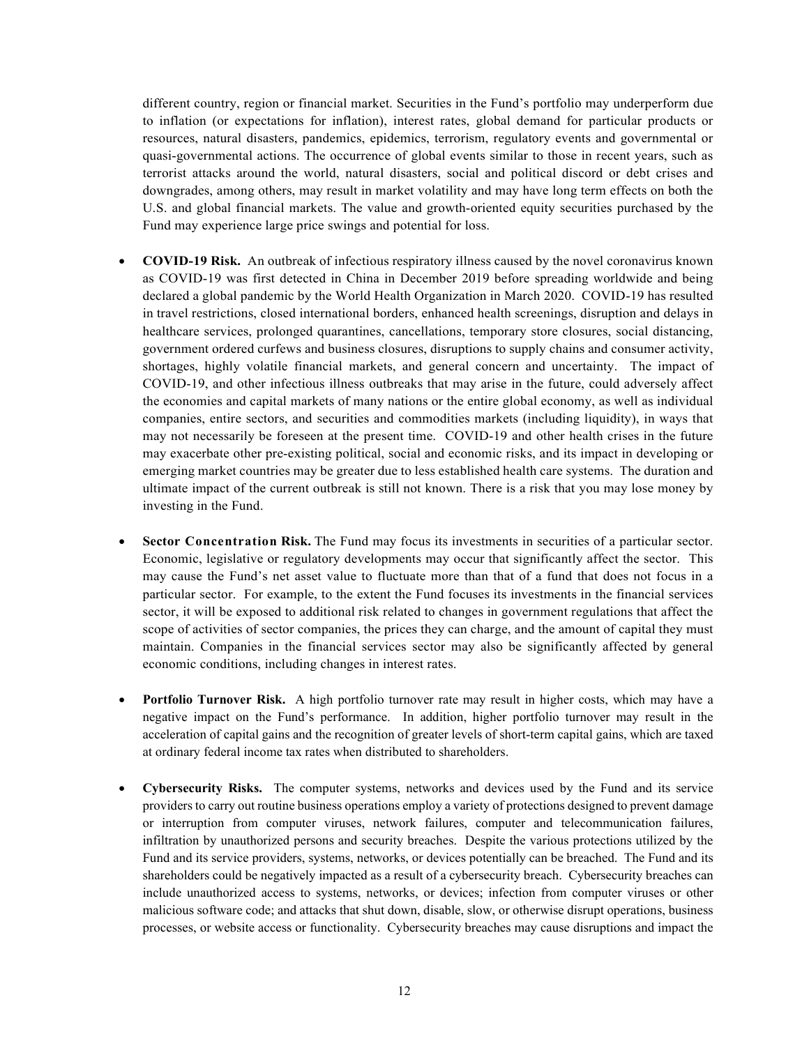different country, region or financial market. Securities in the Fund's portfolio may underperform due to inflation (or expectations for inflation), interest rates, global demand for particular products or resources, natural disasters, pandemics, epidemics, terrorism, regulatory events and governmental or quasi-governmental actions. The occurrence of global events similar to those in recent years, such as terrorist attacks around the world, natural disasters, social and political discord or debt crises and downgrades, among others, may result in market volatility and may have long term effects on both the U.S. and global financial markets. The value and growth-oriented equity securities purchased by the Fund may experience large price swings and potential for loss.

- **COVID-19 Risk.** An outbreak of infectious respiratory illness caused by the novel coronavirus known as COVID-19 was first detected in China in December 2019 before spreading worldwide and being declared a global pandemic by the World Health Organization in March 2020. COVID-19 has resulted in travel restrictions, closed international borders, enhanced health screenings, disruption and delays in healthcare services, prolonged quarantines, cancellations, temporary store closures, social distancing, government ordered curfews and business closures, disruptions to supply chains and consumer activity, shortages, highly volatile financial markets, and general concern and uncertainty. The impact of COVID-19, and other infectious illness outbreaks that may arise in the future, could adversely affect the economies and capital markets of many nations or the entire global economy, as well as individual companies, entire sectors, and securities and commodities markets (including liquidity), in ways that may not necessarily be foreseen at the present time. COVID-19 and other health crises in the future may exacerbate other pre-existing political, social and economic risks, and its impact in developing or emerging market countries may be greater due to less established health care systems. The duration and ultimate impact of the current outbreak is still not known. There is a risk that you may lose money by investing in the Fund.

- **Sector Concentration Risk.** The Fund may focus its investments in securities of a particular sector. Economic, legislative or regulatory developments may occur that significantly affect the sector. This may cause the Fund's net asset value to fluctuate more than that of a fund that does not focus in a particular sector. For example, to the extent the Fund focuses its investments in the financial services sector, it will be exposed to additional risk related to changes in government regulations that affect the scope of activities of sector companies, the prices they can charge, and the amount of capital they must maintain. Companies in the financial services sector may also be significantly affected by general economic conditions, including changes in interest rates.

- **Portfolio Turnover Risk.** A high portfolio turnover rate may result in higher costs, which may have a negative impact on the Fund's performance. In addition, higher portfolio turnover may result in the acceleration of capital gains and the recognition of greater levels of short-term capital gains, which are taxed at ordinary federal income tax rates when distributed to shareholders.

- **Cybersecurity Risks.** The computer systems, networks and devices used by the Fund and its service providers to carry out routine business operations employ a variety of protections designed to prevent damage or interruption from computer viruses, network failures, computer and telecommunication failures, infiltration by unauthorized persons and security breaches. Despite the various protections utilized by the Fund and its service providers, systems, networks, or devices potentially can be breached. The Fund and its shareholders could be negatively impacted as a result of a cybersecurity breach. Cybersecurity breaches can include unauthorized access to systems, networks, or devices; infection from computer viruses or other malicious software code; and attacks that shut down, disable, slow, or otherwise disrupt operations, business processes, or website access or functionality. Cybersecurity breaches may cause disruptions and impact the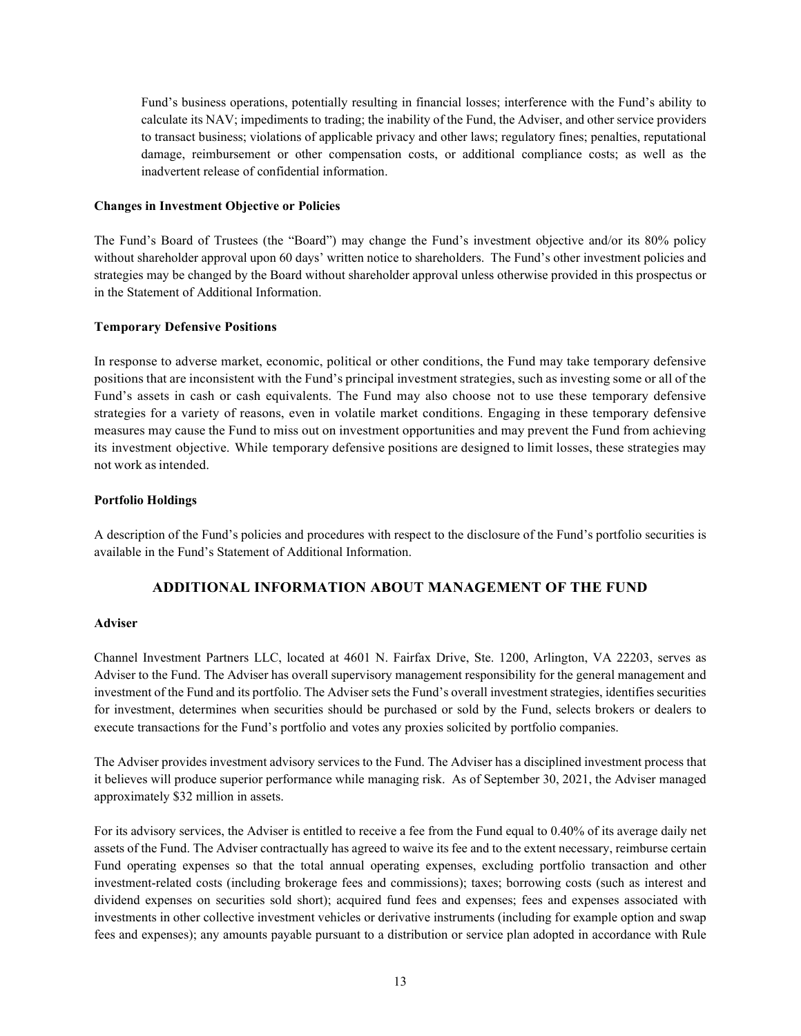Fund's business operations, potentially resulting in financial losses; interference with the Fund's ability to calculate its NAV; impediments to trading; the inability of the Fund, the Adviser, and other service providers to transact business; violations of applicable privacy and other laws; regulatory fines; penalties, reputational damage, reimbursement or other compensation costs, or additional compliance costs; as well as the inadvertent release of confidential information.

**Changes in Investment Objective or Policies**

The Fund's Board of Trustees (the "Board") may change the Fund's investment objective and/or its 80% policy without shareholder approval upon 60 days' written notice to shareholders. The Fund's other investment policies and strategies may be changed by the Board without shareholder approval unless otherwise provided in this prospectus or in the Statement of Additional Information.

**Temporary Defensive Positions**

In response to adverse market, economic, political or other conditions, the Fund may take temporary defensive positions that are inconsistent with the Fund's principal investment strategies, such as investing some or all of the Fund's assets in cash or cash equivalents. The Fund may also choose not to use these temporary defensive strategies for a variety of reasons, even in volatile market conditions. Engaging in these temporary defensive measures may cause the Fund to miss out on investment opportunities and may prevent the Fund from achieving its investment objective. While temporary defensive positions are designed to limit losses, these strategies may not work as intended.

**Portfolio Holdings**

A description of the Fund's policies and procedures with respect to the disclosure of the Fund's portfolio securities is available in the Fund's Statement of Additional Information.

## ADDITIONAL INFORMATION ABOUT MANAGEMENT OF THE FUND

**Adviser**

Channel Investment Partners LLC, located at 4601 N. Fairfax Drive, Ste. 1200, Arlington, VA 22203, serves as Adviser to the Fund. The Adviser has overall supervisory management responsibility for the general management and investment of the Fund and its portfolio. The Adviser sets the Fund's overall investment strategies, identifies securities for investment, determines when securities should be purchased or sold by the Fund, selects brokers or dealers to execute transactions for the Fund's portfolio and votes any proxies solicited by portfolio companies.

The Adviser provides investment advisory services to the Fund. The Adviser has a disciplined investment process that it believes will produce superior performance while managing risk. As of September 30, 2021, the Adviser managed approximately $32 million in assets.

For its advisory services, the Adviser is entitled to receive a fee from the Fund equal to 0.40% of its average daily net assets of the Fund. The Adviser contractually has agreed to waive its fee and to the extent necessary, reimburse certain Fund operating expenses so that the total annual operating expenses, excluding portfolio transaction and other investment-related costs (including brokerage fees and commissions); taxes; borrowing costs (such as interest and dividend expenses on securities sold short); acquired fund fees and expenses; fees and expenses associated with investments in other collective investment vehicles or derivative instruments (including for example option and swap fees and expenses); any amounts payable pursuant to a distribution or service plan adopted in accordance with Rule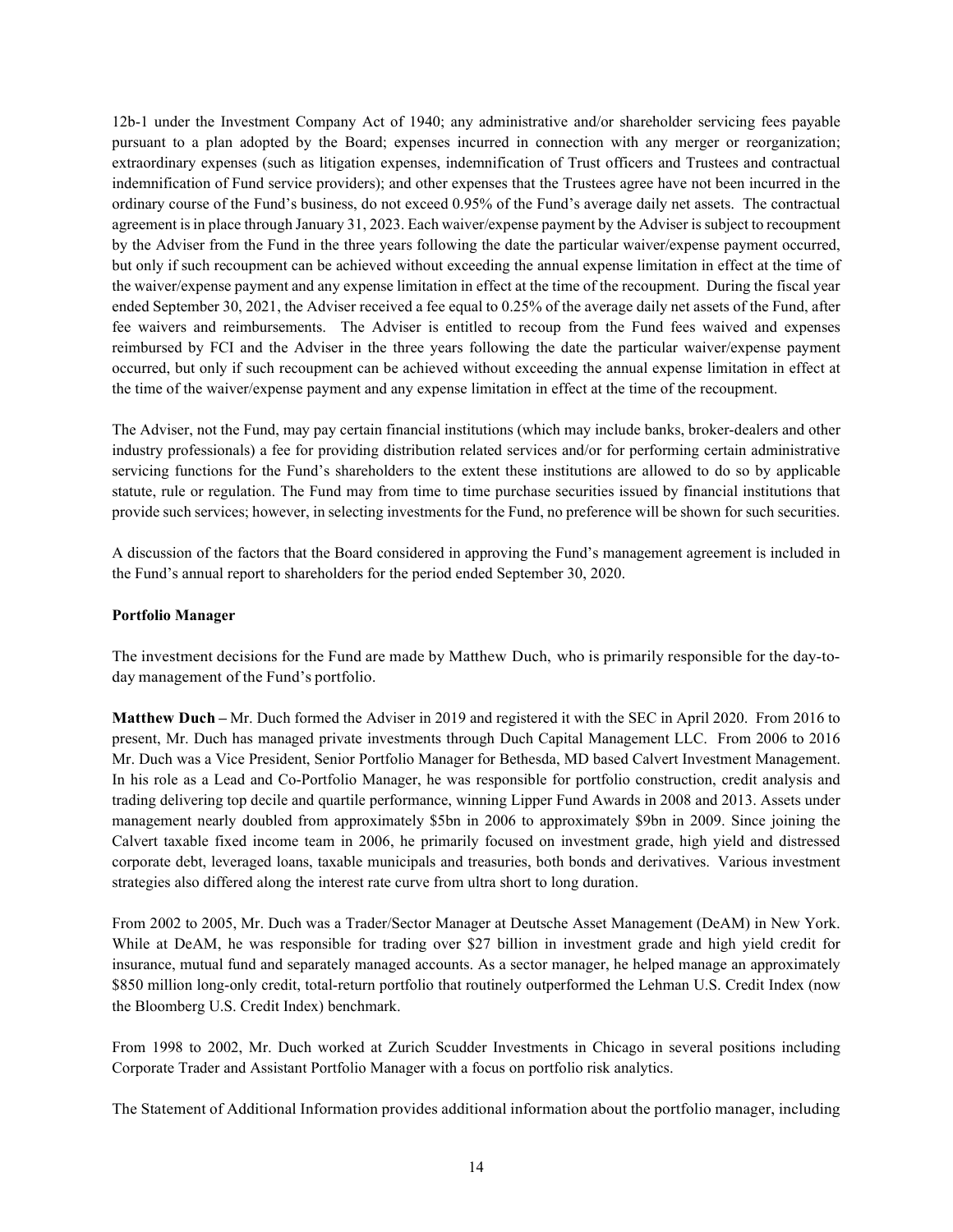12b-1 under the Investment Company Act of 1940; any administrative and/or shareholder servicing fees payable pursuant to a plan adopted by the Board; expenses incurred in connection with any merger or reorganization; extraordinary expenses (such as litigation expenses, indemnification of Trust officers and Trustees and contractual indemnification of Fund service providers); and other expenses that the Trustees agree have not been incurred in the ordinary course of the Fund's business, do not exceed 0.95% of the Fund's average daily net assets. The contractual agreement is in place through January 31, 2023. Each waiver/expense payment by the Adviser is subject to recoupment by the Adviser from the Fund in the three years following the date the particular waiver/expense payment occurred, but only if such recoupment can be achieved without exceeding the annual expense limitation in effect at the time of the waiver/expense payment and any expense limitation in effect at the time of the recoupment. During the fiscal year ended September 30, 2021, the Adviser received a fee equal to 0.25% of the average daily net assets of the Fund, after fee waivers and reimbursements. The Adviser is entitled to recoup from the Fund fees waived and expenses reimbursed by FCI and the Adviser in the three years following the date the particular waiver/expense payment occurred, but only if such recoupment can be achieved without exceeding the annual expense limitation in effect at the time of the waiver/expense payment and any expense limitation in effect at the time of the recoupment.

The Adviser, not the Fund, may pay certain financial institutions (which may include banks, broker-dealers and other industry professionals) a fee for providing distribution related services and/or for performing certain administrative servicing functions for the Fund's shareholders to the extent these institutions are allowed to do so by applicable statute, rule or regulation. The Fund may from time to time purchase securities issued by financial institutions that provide such services; however, in selecting investments for the Fund, no preference will be shown for such securities.

A discussion of the factors that the Board considered in approving the Fund's management agreement is included in the Fund's annual report to shareholders for the period ended September 30, 2020.

**Portfolio Manager**

The investment decisions for the Fund are made by Matthew Duch, who is primarily responsible for the day-to-day management of the Fund's portfolio.

**Matthew Duch –** Mr. Duch formed the Adviser in 2019 and registered it with the SEC in April 2020. From 2016 to present, Mr. Duch has managed private investments through Duch Capital Management LLC. From 2006 to 2016 Mr. Duch was a Vice President, Senior Portfolio Manager for Bethesda, MD based Calvert Investment Management. In his role as a Lead and Co-Portfolio Manager, he was responsible for portfolio construction, credit analysis and trading delivering top decile and quartile performance, winning Lipper Fund Awards in 2008 and 2013. Assets under management nearly doubled from approximately $5bn in 2006 to approximately $9bn in 2009. Since joining the Calvert taxable fixed income team in 2006, he primarily focused on investment grade, high yield and distressed corporate debt, leveraged loans, taxable municipals and treasuries, both bonds and derivatives. Various investment strategies also differed along the interest rate curve from ultra short to long duration.

From 2002 to 2005, Mr. Duch was a Trader/Sector Manager at Deutsche Asset Management (DeAM) in New York. While at DeAM, he was responsible for trading over $27 billion in investment grade and high yield credit for insurance, mutual fund and separately managed accounts. As a sector manager, he helped manage an approximately $850 million long-only credit, total-return portfolio that routinely outperformed the Lehman U.S. Credit Index (now the Bloomberg U.S. Credit Index) benchmark.

From 1998 to 2002, Mr. Duch worked at Zurich Scudder Investments in Chicago in several positions including Corporate Trader and Assistant Portfolio Manager with a focus on portfolio risk analytics.

The Statement of Additional Information provides additional information about the portfolio manager, including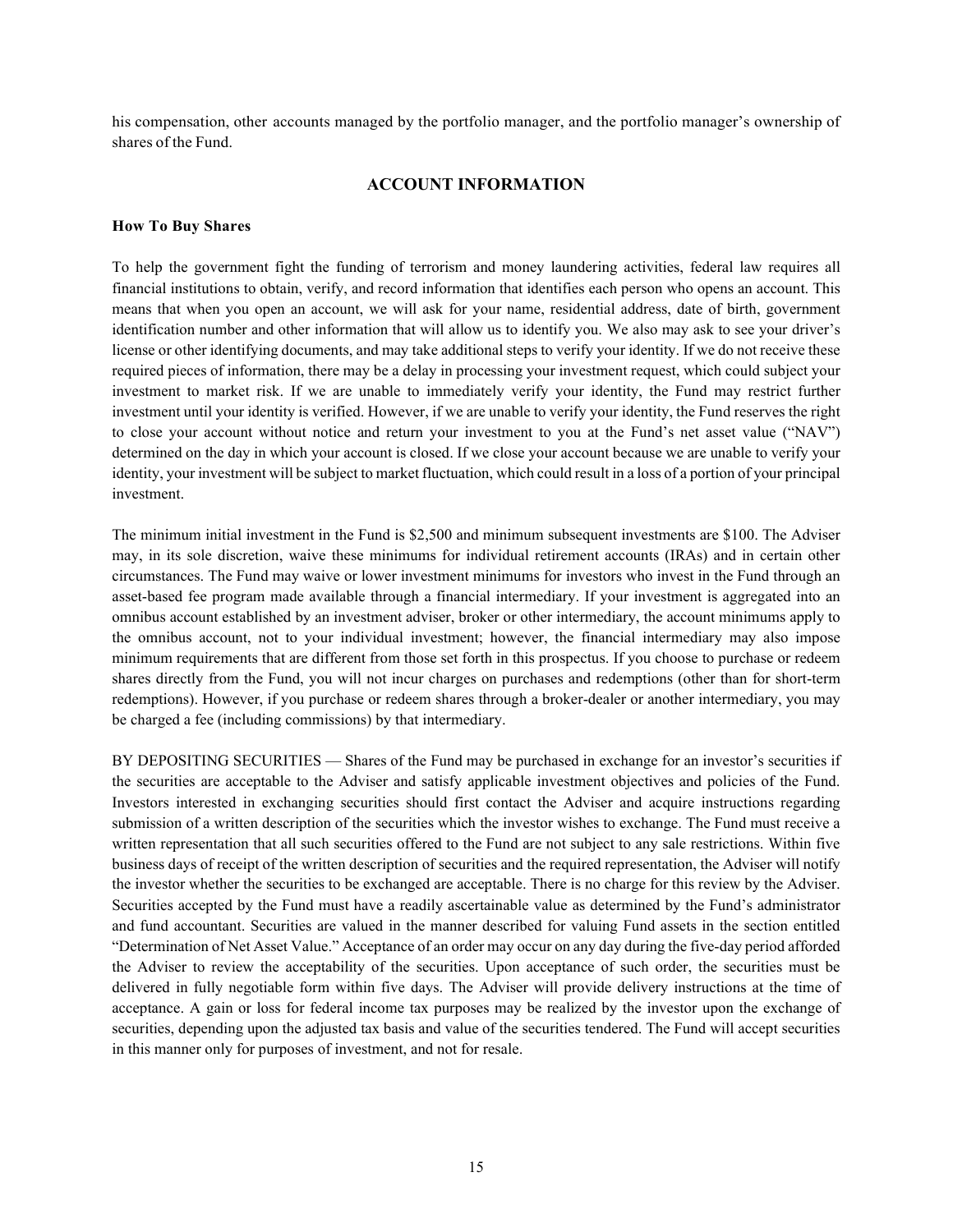his compensation, other accounts managed by the portfolio manager, and the portfolio manager's ownership of shares of the Fund.

## ACCOUNT INFORMATION

### How To Buy Shares

To help the government fight the funding of terrorism and money laundering activities, federal law requires all financial institutions to obtain, verify, and record information that identifies each person who opens an account. This means that when you open an account, we will ask for your name, residential address, date of birth, government identification number and other information that will allow us to identify you. We also may ask to see your driver's license or other identifying documents, and may take additional steps to verify your identity. If we do not receive these required pieces of information, there may be a delay in processing your investment request, which could subject your investment to market risk. If we are unable to immediately verify your identity, the Fund may restrict further investment until your identity is verified. However, if we are unable to verify your identity, the Fund reserves the right to close your account without notice and return your investment to you at the Fund's net asset value ("NAV") determined on the day in which your account is closed. If we close your account because we are unable to verify your identity, your investment will be subject to market fluctuation, which could result in a loss of a portion of your principal investment.

The minimum initial investment in the Fund is $2,500 and minimum subsequent investments are $100. The Adviser may, in its sole discretion, waive these minimums for individual retirement accounts (IRAs) and in certain other circumstances. The Fund may waive or lower investment minimums for investors who invest in the Fund through an asset-based fee program made available through a financial intermediary. If your investment is aggregated into an omnibus account established by an investment adviser, broker or other intermediary, the account minimums apply to the omnibus account, not to your individual investment; however, the financial intermediary may also impose minimum requirements that are different from those set forth in this prospectus. If you choose to purchase or redeem shares directly from the Fund, you will not incur charges on purchases and redemptions (other than for short-term redemptions). However, if you purchase or redeem shares through a broker-dealer or another intermediary, you may be charged a fee (including commissions) by that intermediary.

BY DEPOSITING SECURITIES — Shares of the Fund may be purchased in exchange for an investor's securities if the securities are acceptable to the Adviser and satisfy applicable investment objectives and policies of the Fund. Investors interested in exchanging securities should first contact the Adviser and acquire instructions regarding submission of a written description of the securities which the investor wishes to exchange. The Fund must receive a written representation that all such securities offered to the Fund are not subject to any sale restrictions. Within five business days of receipt of the written description of securities and the required representation, the Adviser will notify the investor whether the securities to be exchanged are acceptable. There is no charge for this review by the Adviser. Securities accepted by the Fund must have a readily ascertainable value as determined by the Fund's administrator and fund accountant. Securities are valued in the manner described for valuing Fund assets in the section entitled "Determination of Net Asset Value." Acceptance of an order may occur on any day during the five-day period afforded the Adviser to review the acceptability of the securities. Upon acceptance of such order, the securities must be delivered in fully negotiable form within five days. The Adviser will provide delivery instructions at the time of acceptance. A gain or loss for federal income tax purposes may be realized by the investor upon the exchange of securities, depending upon the adjusted tax basis and value of the securities tendered. The Fund will accept securities in this manner only for purposes of investment, and not for resale.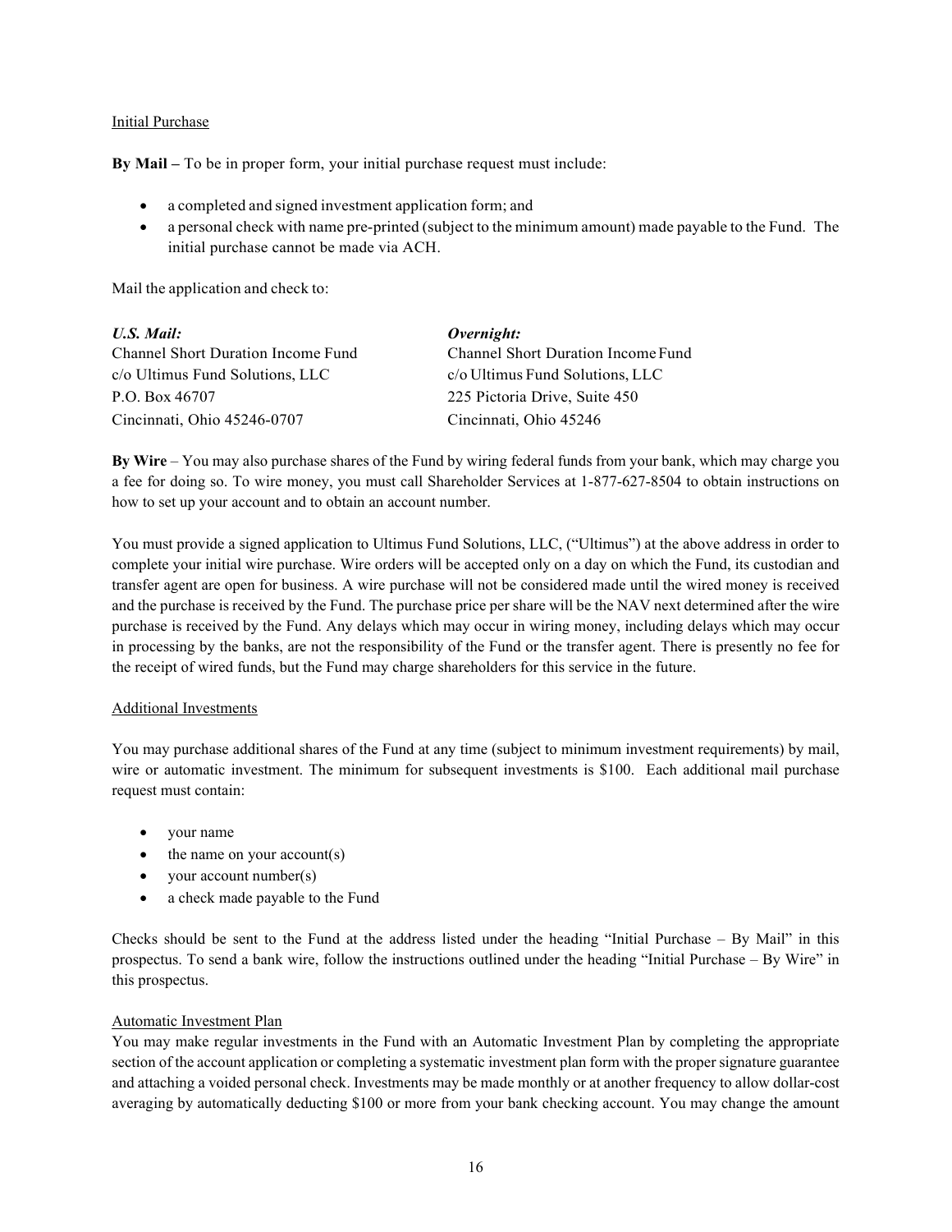Initial Purchase

**By Mail –** To be in proper form, your initial purchase request must include:

- a completed and signed investment application form; and
- a personal check with name pre-printed (subject to the minimum amount) made payable to the Fund. The initial purchase cannot be made via ACH.

Mail the application and check to:

***U.S. Mail:***
Channel Short Duration Income Fund
c/o Ultimus Fund Solutions, LLC
P.O. Box 46707
Cincinnati, Ohio 45246-0707

***Overnight:***
Channel Short Duration Income Fund
c/o Ultimus Fund Solutions, LLC
225 Pictoria Drive, Suite 450
Cincinnati, Ohio 45246

**By Wire** – You may also purchase shares of the Fund by wiring federal funds from your bank, which may charge you a fee for doing so. To wire money, you must call Shareholder Services at 1-877-627-8504 to obtain instructions on how to set up your account and to obtain an account number.

You must provide a signed application to Ultimus Fund Solutions, LLC, ("Ultimus") at the above address in order to complete your initial wire purchase. Wire orders will be accepted only on a day on which the Fund, its custodian and transfer agent are open for business. A wire purchase will not be considered made until the wired money is received and the purchase is received by the Fund. The purchase price per share will be the NAV next determined after the wire purchase is received by the Fund. Any delays which may occur in wiring money, including delays which may occur in processing by the banks, are not the responsibility of the Fund or the transfer agent. There is presently no fee for the receipt of wired funds, but the Fund may charge shareholders for this service in the future.

Additional Investments

You may purchase additional shares of the Fund at any time (subject to minimum investment requirements) by mail, wire or automatic investment. The minimum for subsequent investments is $100. Each additional mail purchase request must contain:

- your name
- the name on your account(s)
- your account number(s)
- a check made payable to the Fund

Checks should be sent to the Fund at the address listed under the heading "Initial Purchase – By Mail" in this prospectus. To send a bank wire, follow the instructions outlined under the heading "Initial Purchase – By Wire" in this prospectus.

Automatic Investment Plan

You may make regular investments in the Fund with an Automatic Investment Plan by completing the appropriate section of the account application or completing a systematic investment plan form with the proper signature guarantee and attaching a voided personal check. Investments may be made monthly or at another frequency to allow dollar-cost averaging by automatically deducting $100 or more from your bank checking account. You may change the amount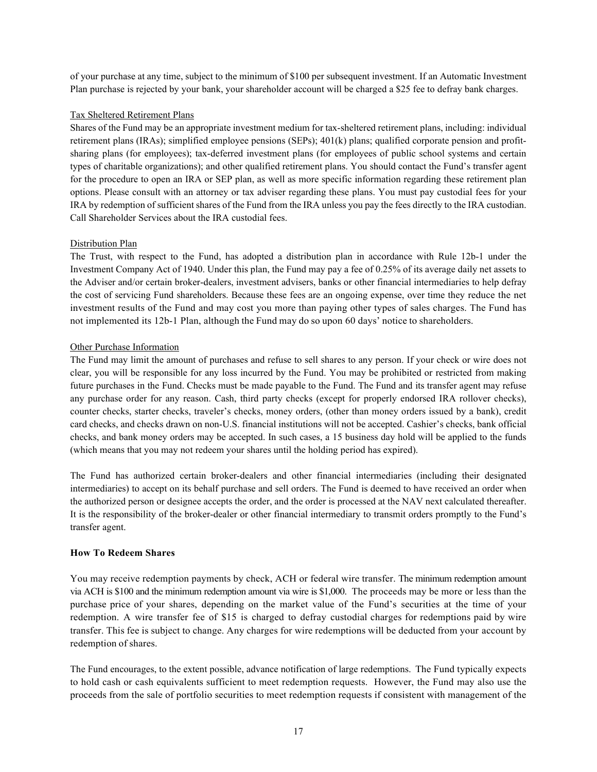of your purchase at any time, subject to the minimum of $100 per subsequent investment. If an Automatic Investment Plan purchase is rejected by your bank, your shareholder account will be charged a $25 fee to defray bank charges.

Tax Sheltered Retirement Plans

Shares of the Fund may be an appropriate investment medium for tax-sheltered retirement plans, including: individual retirement plans (IRAs); simplified employee pensions (SEPs); 401(k) plans; qualified corporate pension and profit-sharing plans (for employees); tax-deferred investment plans (for employees of public school systems and certain types of charitable organizations); and other qualified retirement plans. You should contact the Fund's transfer agent for the procedure to open an IRA or SEP plan, as well as more specific information regarding these retirement plan options. Please consult with an attorney or tax adviser regarding these plans. You must pay custodial fees for your IRA by redemption of sufficient shares of the Fund from the IRA unless you pay the fees directly to the IRA custodian. Call Shareholder Services about the IRA custodial fees.

Distribution Plan

The Trust, with respect to the Fund, has adopted a distribution plan in accordance with Rule 12b-1 under the Investment Company Act of 1940. Under this plan, the Fund may pay a fee of 0.25% of its average daily net assets to the Adviser and/or certain broker-dealers, investment advisers, banks or other financial intermediaries to help defray the cost of servicing Fund shareholders. Because these fees are an ongoing expense, over time they reduce the net investment results of the Fund and may cost you more than paying other types of sales charges. The Fund has not implemented its 12b-1 Plan, although the Fund may do so upon 60 days' notice to shareholders.

Other Purchase Information

The Fund may limit the amount of purchases and refuse to sell shares to any person. If your check or wire does not clear, you will be responsible for any loss incurred by the Fund. You may be prohibited or restricted from making future purchases in the Fund. Checks must be made payable to the Fund. The Fund and its transfer agent may refuse any purchase order for any reason. Cash, third party checks (except for properly endorsed IRA rollover checks), counter checks, starter checks, traveler's checks, money orders, (other than money orders issued by a bank), credit card checks, and checks drawn on non-U.S. financial institutions will not be accepted. Cashier's checks, bank official checks, and bank money orders may be accepted. In such cases, a 15 business day hold will be applied to the funds (which means that you may not redeem your shares until the holding period has expired).

The Fund has authorized certain broker-dealers and other financial intermediaries (including their designated intermediaries) to accept on its behalf purchase and sell orders. The Fund is deemed to have received an order when the authorized person or designee accepts the order, and the order is processed at the NAV next calculated thereafter. It is the responsibility of the broker-dealer or other financial intermediary to transmit orders promptly to the Fund's transfer agent.

**How To Redeem Shares**

You may receive redemption payments by check, ACH or federal wire transfer. The minimum redemption amount via ACH is $100 and the minimum redemption amount via wire is $1,000. The proceeds may be more or less than the purchase price of your shares, depending on the market value of the Fund's securities at the time of your redemption. A wire transfer fee of $15 is charged to defray custodial charges for redemptions paid by wire transfer. This fee is subject to change. Any charges for wire redemptions will be deducted from your account by redemption of shares.

The Fund encourages, to the extent possible, advance notification of large redemptions. The Fund typically expects to hold cash or cash equivalents sufficient to meet redemption requests. However, the Fund may also use the proceeds from the sale of portfolio securities to meet redemption requests if consistent with management of the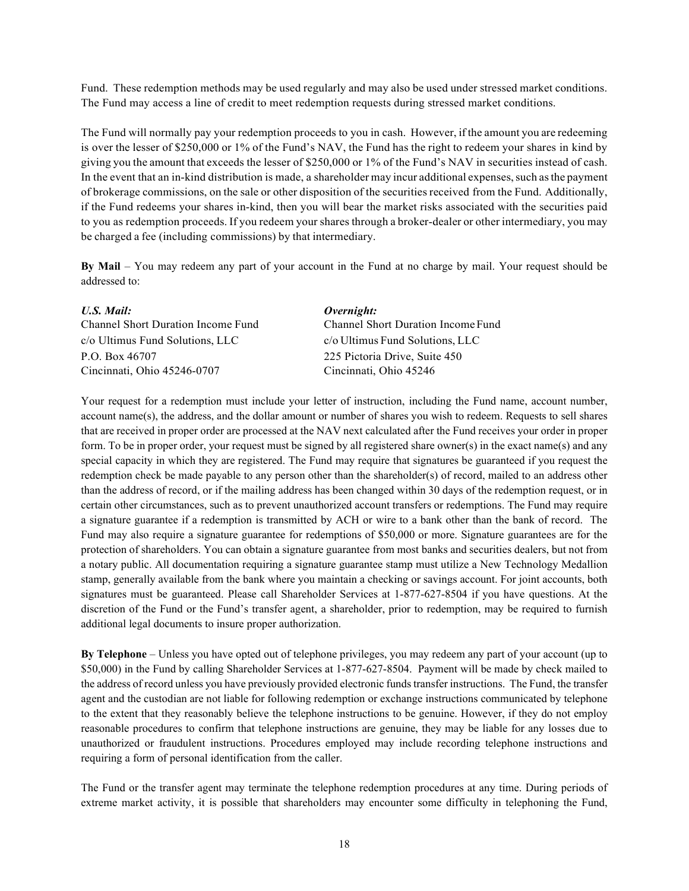Fund. These redemption methods may be used regularly and may also be used under stressed market conditions. The Fund may access a line of credit to meet redemption requests during stressed market conditions.

The Fund will normally pay your redemption proceeds to you in cash. However, if the amount you are redeeming is over the lesser of $250,000 or 1% of the Fund's NAV, the Fund has the right to redeem your shares in kind by giving you the amount that exceeds the lesser of $250,000 or 1% of the Fund's NAV in securities instead of cash. In the event that an in-kind distribution is made, a shareholder may incur additional expenses, such as the payment of brokerage commissions, on the sale or other disposition of the securities received from the Fund. Additionally, if the Fund redeems your shares in-kind, then you will bear the market risks associated with the securities paid to you as redemption proceeds. If you redeem your shares through a broker-dealer or other intermediary, you may be charged a fee (including commissions) by that intermediary.

**By Mail** – You may redeem any part of your account in the Fund at no charge by mail. Your request should be addressed to:

***U.S. Mail:***
Channel Short Duration Income Fund
c/o Ultimus Fund Solutions, LLC
P.O. Box 46707
Cincinnati, Ohio 45246-0707

***Overnight:***
Channel Short Duration Income Fund
c/o Ultimus Fund Solutions, LLC
225 Pictoria Drive, Suite 450
Cincinnati, Ohio 45246

Your request for a redemption must include your letter of instruction, including the Fund name, account number, account name(s), the address, and the dollar amount or number of shares you wish to redeem. Requests to sell shares that are received in proper order are processed at the NAV next calculated after the Fund receives your order in proper form. To be in proper order, your request must be signed by all registered share owner(s) in the exact name(s) and any special capacity in which they are registered. The Fund may require that signatures be guaranteed if you request the redemption check be made payable to any person other than the shareholder(s) of record, mailed to an address other than the address of record, or if the mailing address has been changed within 30 days of the redemption request, or in certain other circumstances, such as to prevent unauthorized account transfers or redemptions. The Fund may require a signature guarantee if a redemption is transmitted by ACH or wire to a bank other than the bank of record. The Fund may also require a signature guarantee for redemptions of $50,000 or more. Signature guarantees are for the protection of shareholders. You can obtain a signature guarantee from most banks and securities dealers, but not from a notary public. All documentation requiring a signature guarantee stamp must utilize a New Technology Medallion stamp, generally available from the bank where you maintain a checking or savings account. For joint accounts, both signatures must be guaranteed. Please call Shareholder Services at 1-877-627-8504 if you have questions. At the discretion of the Fund or the Fund's transfer agent, a shareholder, prior to redemption, may be required to furnish additional legal documents to insure proper authorization.

**By Telephone** – Unless you have opted out of telephone privileges, you may redeem any part of your account (up to $50,000) in the Fund by calling Shareholder Services at 1-877-627-8504. Payment will be made by check mailed to the address of record unless you have previously provided electronic funds transfer instructions. The Fund, the transfer agent and the custodian are not liable for following redemption or exchange instructions communicated by telephone to the extent that they reasonably believe the telephone instructions to be genuine. However, if they do not employ reasonable procedures to confirm that telephone instructions are genuine, they may be liable for any losses due to unauthorized or fraudulent instructions. Procedures employed may include recording telephone instructions and requiring a form of personal identification from the caller.

The Fund or the transfer agent may terminate the telephone redemption procedures at any time. During periods of extreme market activity, it is possible that shareholders may encounter some difficulty in telephoning the Fund,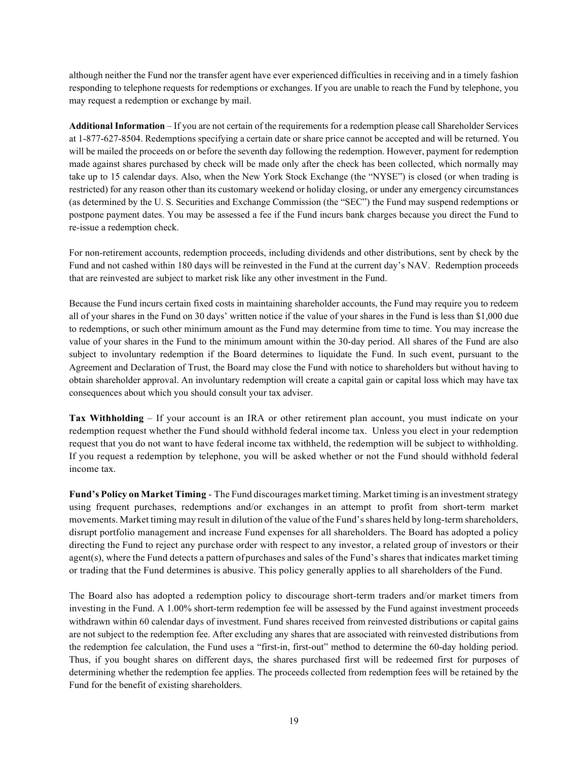although neither the Fund nor the transfer agent have ever experienced difficulties in receiving and in a timely fashion responding to telephone requests for redemptions or exchanges. If you are unable to reach the Fund by telephone, you may request a redemption or exchange by mail.

**Additional Information** – If you are not certain of the requirements for a redemption please call Shareholder Services at 1-877-627-8504. Redemptions specifying a certain date or share price cannot be accepted and will be returned. You will be mailed the proceeds on or before the seventh day following the redemption. However, payment for redemption made against shares purchased by check will be made only after the check has been collected, which normally may take up to 15 calendar days. Also, when the New York Stock Exchange (the "NYSE") is closed (or when trading is restricted) for any reason other than its customary weekend or holiday closing, or under any emergency circumstances (as determined by the U. S. Securities and Exchange Commission (the "SEC") the Fund may suspend redemptions or postpone payment dates. You may be assessed a fee if the Fund incurs bank charges because you direct the Fund to re-issue a redemption check.

For non-retirement accounts, redemption proceeds, including dividends and other distributions, sent by check by the Fund and not cashed within 180 days will be reinvested in the Fund at the current day's NAV. Redemption proceeds that are reinvested are subject to market risk like any other investment in the Fund.

Because the Fund incurs certain fixed costs in maintaining shareholder accounts, the Fund may require you to redeem all of your shares in the Fund on 30 days' written notice if the value of your shares in the Fund is less than $1,000 due to redemptions, or such other minimum amount as the Fund may determine from time to time. You may increase the value of your shares in the Fund to the minimum amount within the 30-day period. All shares of the Fund are also subject to involuntary redemption if the Board determines to liquidate the Fund. In such event, pursuant to the Agreement and Declaration of Trust, the Board may close the Fund with notice to shareholders but without having to obtain shareholder approval. An involuntary redemption will create a capital gain or capital loss which may have tax consequences about which you should consult your tax adviser.

**Tax Withholding** – If your account is an IRA or other retirement plan account, you must indicate on your redemption request whether the Fund should withhold federal income tax. Unless you elect in your redemption request that you do not want to have federal income tax withheld, the redemption will be subject to withholding. If you request a redemption by telephone, you will be asked whether or not the Fund should withhold federal income tax.

**Fund's Policy on Market Timing** - The Fund discourages market timing. Market timing is an investment strategy using frequent purchases, redemptions and/or exchanges in an attempt to profit from short-term market movements. Market timing may result in dilution of the value of the Fund's shares held by long-term shareholders, disrupt portfolio management and increase Fund expenses for all shareholders. The Board has adopted a policy directing the Fund to reject any purchase order with respect to any investor, a related group of investors or their agent(s), where the Fund detects a pattern of purchases and sales of the Fund's shares that indicates market timing or trading that the Fund determines is abusive. This policy generally applies to all shareholders of the Fund.

The Board also has adopted a redemption policy to discourage short-term traders and/or market timers from investing in the Fund. A 1.00% short-term redemption fee will be assessed by the Fund against investment proceeds withdrawn within 60 calendar days of investment. Fund shares received from reinvested distributions or capital gains are not subject to the redemption fee. After excluding any shares that are associated with reinvested distributions from the redemption fee calculation, the Fund uses a "first-in, first-out" method to determine the 60-day holding period. Thus, if you bought shares on different days, the shares purchased first will be redeemed first for purposes of determining whether the redemption fee applies. The proceeds collected from redemption fees will be retained by the Fund for the benefit of existing shareholders.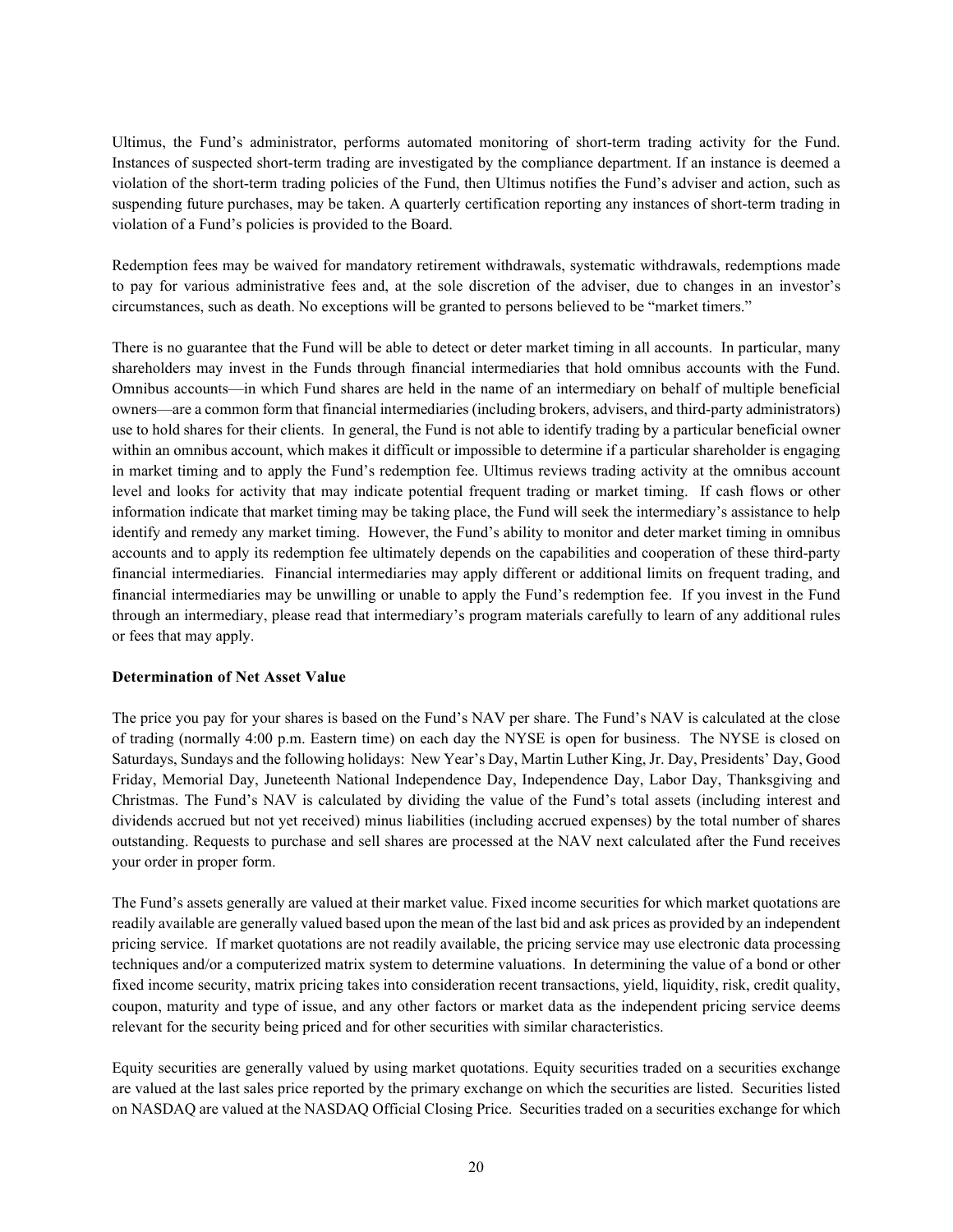Ultimus, the Fund's administrator, performs automated monitoring of short-term trading activity for the Fund. Instances of suspected short-term trading are investigated by the compliance department. If an instance is deemed a violation of the short-term trading policies of the Fund, then Ultimus notifies the Fund's adviser and action, such as suspending future purchases, may be taken. A quarterly certification reporting any instances of short-term trading in violation of a Fund's policies is provided to the Board.

Redemption fees may be waived for mandatory retirement withdrawals, systematic withdrawals, redemptions made to pay for various administrative fees and, at the sole discretion of the adviser, due to changes in an investor's circumstances, such as death. No exceptions will be granted to persons believed to be "market timers."

There is no guarantee that the Fund will be able to detect or deter market timing in all accounts. In particular, many shareholders may invest in the Funds through financial intermediaries that hold omnibus accounts with the Fund. Omnibus accounts—in which Fund shares are held in the name of an intermediary on behalf of multiple beneficial owners—are a common form that financial intermediaries (including brokers, advisers, and third-party administrators) use to hold shares for their clients. In general, the Fund is not able to identify trading by a particular beneficial owner within an omnibus account, which makes it difficult or impossible to determine if a particular shareholder is engaging in market timing and to apply the Fund's redemption fee. Ultimus reviews trading activity at the omnibus account level and looks for activity that may indicate potential frequent trading or market timing. If cash flows or other information indicate that market timing may be taking place, the Fund will seek the intermediary's assistance to help identify and remedy any market timing. However, the Fund's ability to monitor and deter market timing in omnibus accounts and to apply its redemption fee ultimately depends on the capabilities and cooperation of these third-party financial intermediaries. Financial intermediaries may apply different or additional limits on frequent trading, and financial intermediaries may be unwilling or unable to apply the Fund's redemption fee. If you invest in the Fund through an intermediary, please read that intermediary's program materials carefully to learn of any additional rules or fees that may apply.

**Determination of Net Asset Value**

The price you pay for your shares is based on the Fund's NAV per share. The Fund's NAV is calculated at the close of trading (normally 4:00 p.m. Eastern time) on each day the NYSE is open for business. The NYSE is closed on Saturdays, Sundays and the following holidays: New Year's Day, Martin Luther King, Jr. Day, Presidents' Day, Good Friday, Memorial Day, Juneteenth National Independence Day, Independence Day, Labor Day, Thanksgiving and Christmas. The Fund's NAV is calculated by dividing the value of the Fund's total assets (including interest and dividends accrued but not yet received) minus liabilities (including accrued expenses) by the total number of shares outstanding. Requests to purchase and sell shares are processed at the NAV next calculated after the Fund receives your order in proper form.

The Fund's assets generally are valued at their market value. Fixed income securities for which market quotations are readily available are generally valued based upon the mean of the last bid and ask prices as provided by an independent pricing service. If market quotations are not readily available, the pricing service may use electronic data processing techniques and/or a computerized matrix system to determine valuations. In determining the value of a bond or other fixed income security, matrix pricing takes into consideration recent transactions, yield, liquidity, risk, credit quality, coupon, maturity and type of issue, and any other factors or market data as the independent pricing service deems relevant for the security being priced and for other securities with similar characteristics.

Equity securities are generally valued by using market quotations. Equity securities traded on a securities exchange are valued at the last sales price reported by the primary exchange on which the securities are listed. Securities listed on NASDAQ are valued at the NASDAQ Official Closing Price. Securities traded on a securities exchange for which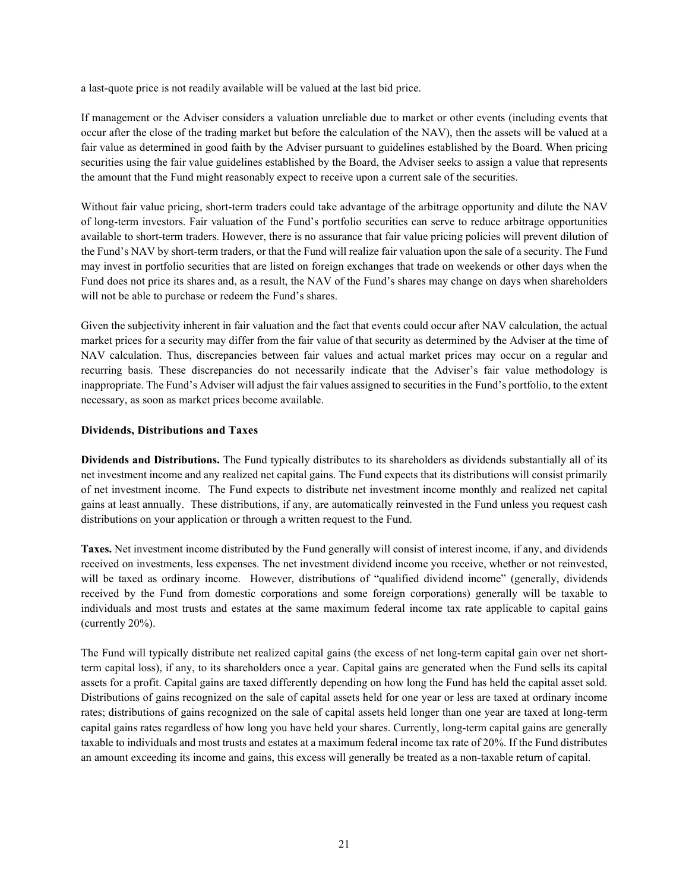a last-quote price is not readily available will be valued at the last bid price.

If management or the Adviser considers a valuation unreliable due to market or other events (including events that occur after the close of the trading market but before the calculation of the NAV), then the assets will be valued at a fair value as determined in good faith by the Adviser pursuant to guidelines established by the Board. When pricing securities using the fair value guidelines established by the Board, the Adviser seeks to assign a value that represents the amount that the Fund might reasonably expect to receive upon a current sale of the securities.

Without fair value pricing, short-term traders could take advantage of the arbitrage opportunity and dilute the NAV of long-term investors. Fair valuation of the Fund's portfolio securities can serve to reduce arbitrage opportunities available to short-term traders. However, there is no assurance that fair value pricing policies will prevent dilution of the Fund's NAV by short-term traders, or that the Fund will realize fair valuation upon the sale of a security. The Fund may invest in portfolio securities that are listed on foreign exchanges that trade on weekends or other days when the Fund does not price its shares and, as a result, the NAV of the Fund's shares may change on days when shareholders will not be able to purchase or redeem the Fund's shares.

Given the subjectivity inherent in fair valuation and the fact that events could occur after NAV calculation, the actual market prices for a security may differ from the fair value of that security as determined by the Adviser at the time of NAV calculation. Thus, discrepancies between fair values and actual market prices may occur on a regular and recurring basis. These discrepancies do not necessarily indicate that the Adviser's fair value methodology is inappropriate. The Fund's Adviser will adjust the fair values assigned to securities in the Fund's portfolio, to the extent necessary, as soon as market prices become available.

**Dividends, Distributions and Taxes**

**Dividends and Distributions.** The Fund typically distributes to its shareholders as dividends substantially all of its net investment income and any realized net capital gains. The Fund expects that its distributions will consist primarily of net investment income. The Fund expects to distribute net investment income monthly and realized net capital gains at least annually. These distributions, if any, are automatically reinvested in the Fund unless you request cash distributions on your application or through a written request to the Fund.

**Taxes.** Net investment income distributed by the Fund generally will consist of interest income, if any, and dividends received on investments, less expenses. The net investment dividend income you receive, whether or not reinvested, will be taxed as ordinary income. However, distributions of "qualified dividend income" (generally, dividends received by the Fund from domestic corporations and some foreign corporations) generally will be taxable to individuals and most trusts and estates at the same maximum federal income tax rate applicable to capital gains (currently 20%).

The Fund will typically distribute net realized capital gains (the excess of net long-term capital gain over net short-term capital loss), if any, to its shareholders once a year. Capital gains are generated when the Fund sells its capital assets for a profit. Capital gains are taxed differently depending on how long the Fund has held the capital asset sold. Distributions of gains recognized on the sale of capital assets held for one year or less are taxed at ordinary income rates; distributions of gains recognized on the sale of capital assets held longer than one year are taxed at long-term capital gains rates regardless of how long you have held your shares. Currently, long-term capital gains are generally taxable to individuals and most trusts and estates at a maximum federal income tax rate of 20%. If the Fund distributes an amount exceeding its income and gains, this excess will generally be treated as a non-taxable return of capital.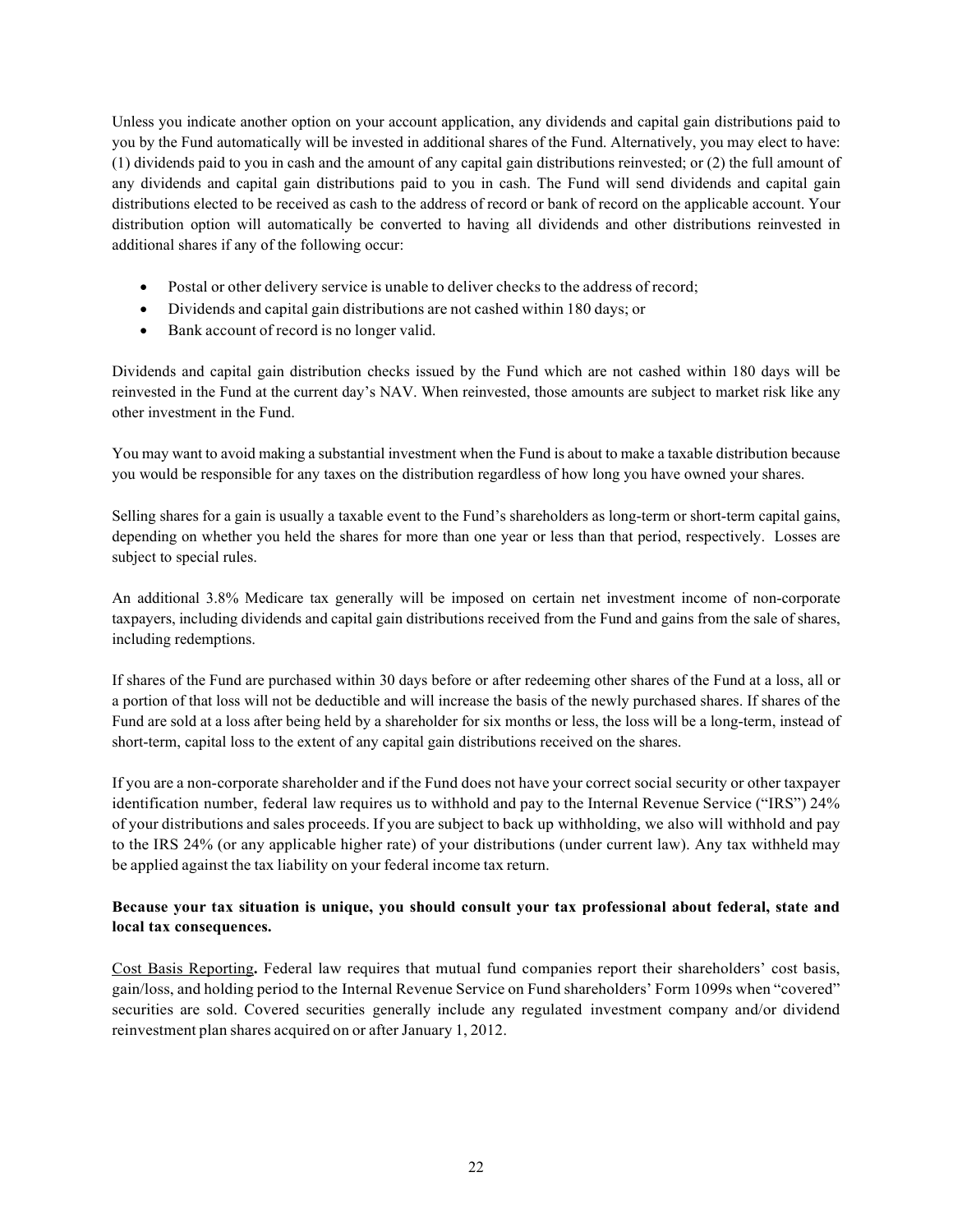Unless you indicate another option on your account application, any dividends and capital gain distributions paid to you by the Fund automatically will be invested in additional shares of the Fund. Alternatively, you may elect to have: (1) dividends paid to you in cash and the amount of any capital gain distributions reinvested; or (2) the full amount of any dividends and capital gain distributions paid to you in cash. The Fund will send dividends and capital gain distributions elected to be received as cash to the address of record or bank of record on the applicable account. Your distribution option will automatically be converted to having all dividends and other distributions reinvested in additional shares if any of the following occur:

- Postal or other delivery service is unable to deliver checks to the address of record;
- Dividends and capital gain distributions are not cashed within 180 days; or
- Bank account of record is no longer valid.

Dividends and capital gain distribution checks issued by the Fund which are not cashed within 180 days will be reinvested in the Fund at the current day's NAV. When reinvested, those amounts are subject to market risk like any other investment in the Fund.

You may want to avoid making a substantial investment when the Fund is about to make a taxable distribution because you would be responsible for any taxes on the distribution regardless of how long you have owned your shares.

Selling shares for a gain is usually a taxable event to the Fund's shareholders as long-term or short-term capital gains, depending on whether you held the shares for more than one year or less than that period, respectively. Losses are subject to special rules.

An additional 3.8% Medicare tax generally will be imposed on certain net investment income of non-corporate taxpayers, including dividends and capital gain distributions received from the Fund and gains from the sale of shares, including redemptions.

If shares of the Fund are purchased within 30 days before or after redeeming other shares of the Fund at a loss, all or a portion of that loss will not be deductible and will increase the basis of the newly purchased shares. If shares of the Fund are sold at a loss after being held by a shareholder for six months or less, the loss will be a long-term, instead of short-term, capital loss to the extent of any capital gain distributions received on the shares.

If you are a non-corporate shareholder and if the Fund does not have your correct social security or other taxpayer identification number, federal law requires us to withhold and pay to the Internal Revenue Service ("IRS") 24% of your distributions and sales proceeds. If you are subject to back up withholding, we also will withhold and pay to the IRS 24% (or any applicable higher rate) of your distributions (under current law). Any tax withheld may be applied against the tax liability on your federal income tax return.

**Because your tax situation is unique, you should consult your tax professional about federal, state and local tax consequences.**

Cost Basis Reporting**.** Federal law requires that mutual fund companies report their shareholders' cost basis, gain/loss, and holding period to the Internal Revenue Service on Fund shareholders' Form 1099s when "covered" securities are sold. Covered securities generally include any regulated investment company and/or dividend reinvestment plan shares acquired on or after January 1, 2012.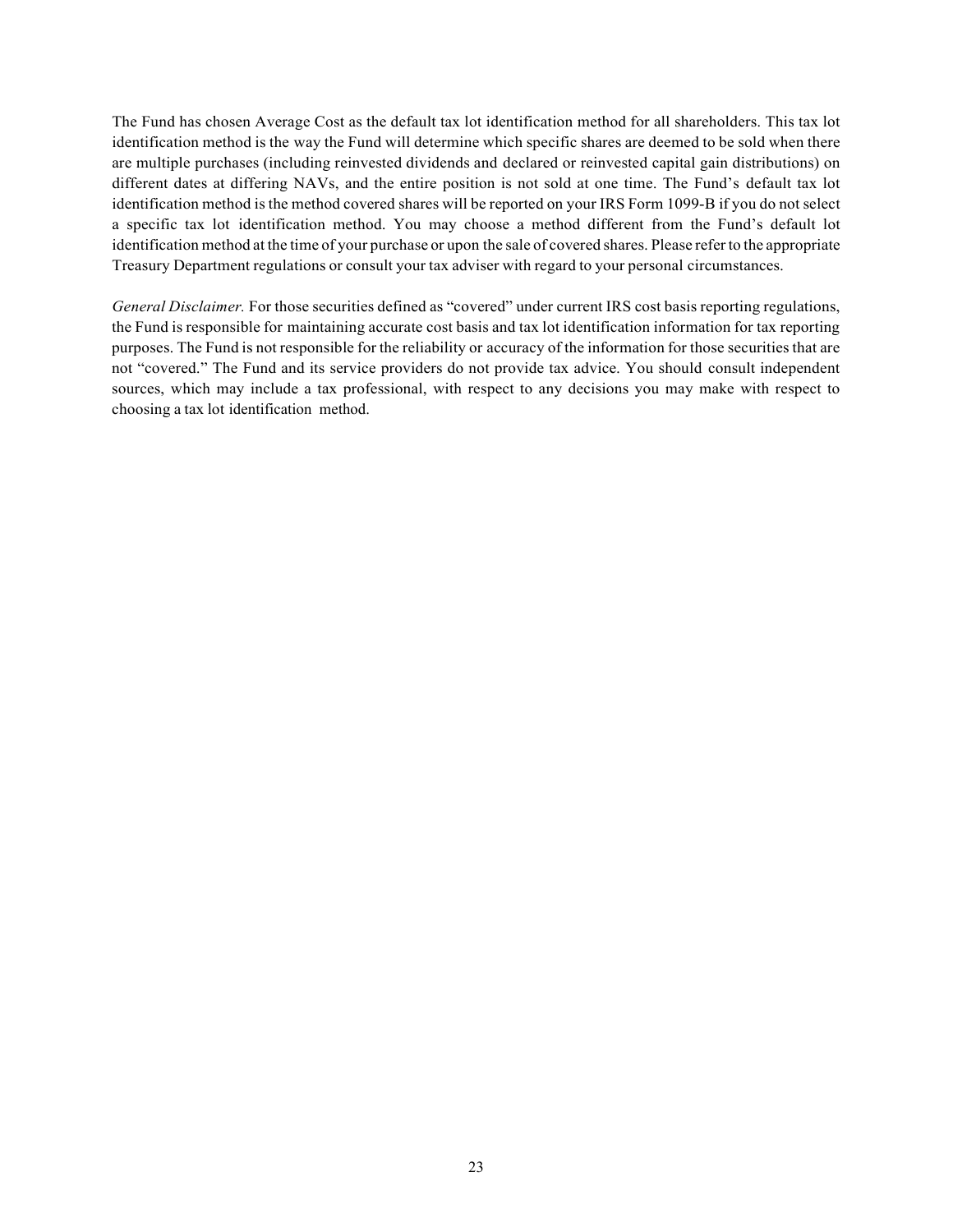The Fund has chosen Average Cost as the default tax lot identification method for all shareholders. This tax lot identification method is the way the Fund will determine which specific shares are deemed to be sold when there are multiple purchases (including reinvested dividends and declared or reinvested capital gain distributions) on different dates at differing NAVs, and the entire position is not sold at one time. The Fund's default tax lot identification method is the method covered shares will be reported on your IRS Form 1099-B if you do not select a specific tax lot identification method. You may choose a method different from the Fund's default lot identification method at the time of your purchase or upon the sale of covered shares. Please refer to the appropriate Treasury Department regulations or consult your tax adviser with regard to your personal circumstances.

*General Disclaimer.* For those securities defined as "covered" under current IRS cost basis reporting regulations, the Fund is responsible for maintaining accurate cost basis and tax lot identification information for tax reporting purposes. The Fund is not responsible for the reliability or accuracy of the information for those securities that are not "covered." The Fund and its service providers do not provide tax advice. You should consult independent sources, which may include a tax professional, with respect to any decisions you may make with respect to choosing a tax lot identification method.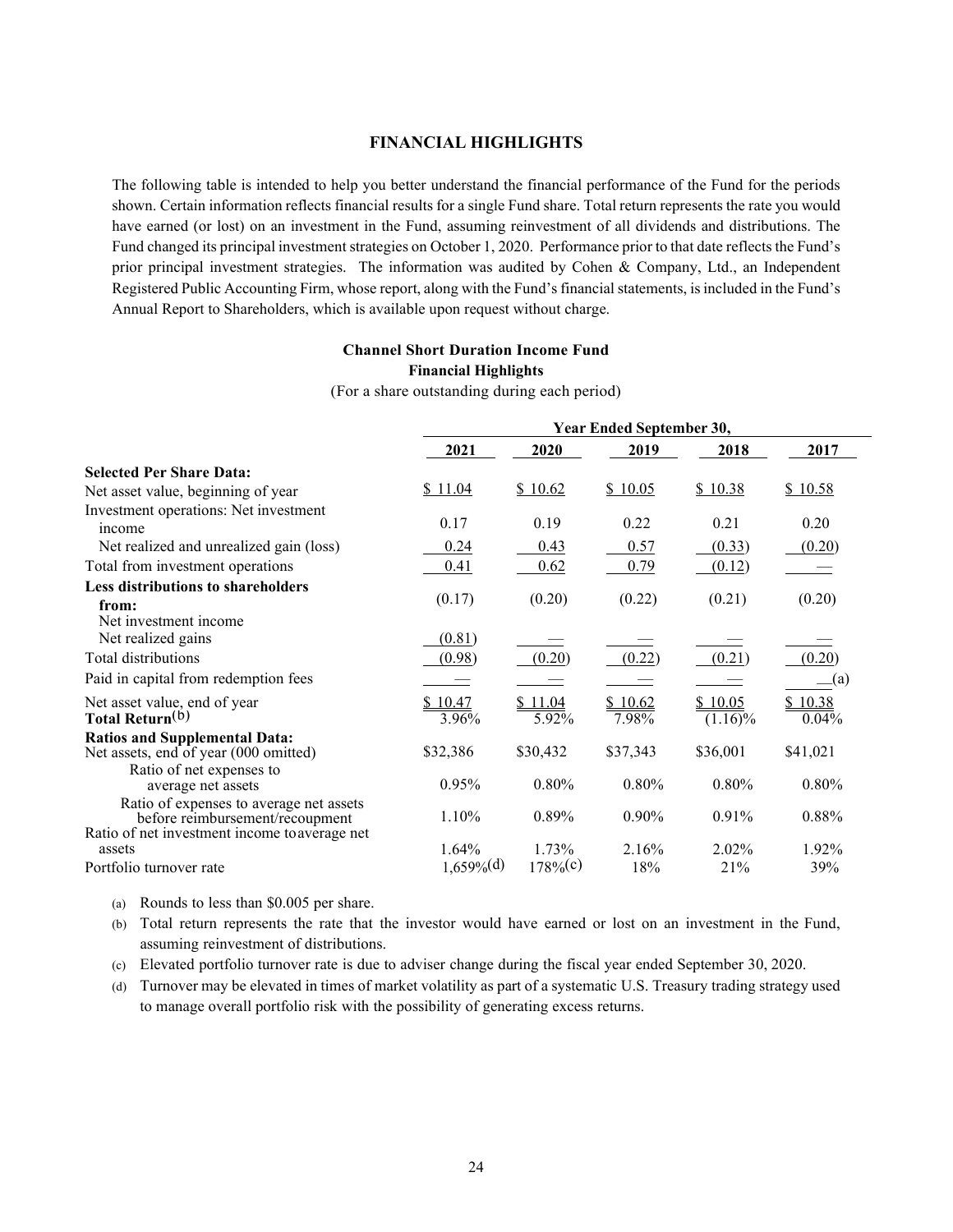## FINANCIAL HIGHLIGHTS

The following table is intended to help you better understand the financial performance of the Fund for the periods shown. Certain information reflects financial results for a single Fund share. Total return represents the rate you would have earned (or lost) on an investment in the Fund, assuming reinvestment of all dividends and distributions. The Fund changed its principal investment strategies on October 1, 2020. Performance prior to that date reflects the Fund's prior principal investment strategies. The information was audited by Cohen & Company, Ltd., an Independent Registered Public Accounting Firm, whose report, along with the Fund's financial statements, is included in the Fund's Annual Report to Shareholders, which is available upon request without charge.

**Channel Short Duration Income Fund**
**Financial Highlights**
(For a share outstanding during each period)

| | Year Ended September 30, | | | | |
|---|---|---|---|---|---|
| | **2021** | **2020** | **2019** | **2018** | **2017** |
| **Selected Per Share Data:** | | | | | |
| Net asset value, beginning of year | $ 11.04 | $ 10.62 | $ 10.05 | $ 10.38 | $ 10.58 |
| Investment operations: Net investment income | 0.17 | 0.19 | 0.22 | 0.21 | 0.20 |
| Net realized and unrealized gain (loss) | 0.24 | 0.43 | 0.57 | (0.33) | (0.20) |
| Total from investment operations | 0.41 | 0.62 | 0.79 | (0.12) | — |
| **Less distributions to shareholders from:** Net investment income | (0.17) | (0.20) | (0.22) | (0.21) | (0.20) |
| Net realized gains | (0.81) | — | — | — | — |
| Total distributions | (0.98) | (0.20) | (0.22) | (0.21) | (0.20) |
| Paid in capital from redemption fees | — | — | — | — | —(a) |
| Net asset value, end of year | $ 10.47 | $ 11.04 | $ 10.62 | $ 10.05 | $ 10.38 |
| **Total Return**(b) | 3.96% | 5.92% | 7.98% | (1.16)% | 0.04% |
| **Ratios and Supplemental Data:** | | | | | |
| Net assets, end of year (000 omitted) | $32,386 | $30,432 | $37,343 | $36,001 | $41,021 |
| Ratio of net expenses to average net assets | 0.95% | 0.80% | 0.80% | 0.80% | 0.80% |
| Ratio of expenses to average net assets before reimbursement/recoupment | 1.10% | 0.89% | 0.90% | 0.91% | 0.88% |
| Ratio of net investment income to average net assets | 1.64% | 1.73% | 2.16% | 2.02% | 1.92% |
| Portfolio turnover rate | 1,659%(d) | 178%(c) | 18% | 21% | 39% |

(a) Rounds to less than $0.005 per share.

(b) Total return represents the rate that the investor would have earned or lost on an investment in the Fund, assuming reinvestment of distributions.

(c) Elevated portfolio turnover rate is due to adviser change during the fiscal year ended September 30, 2020.

(d) Turnover may be elevated in times of market volatility as part of a systematic U.S. Treasury trading strategy used to manage overall portfolio risk with the possibility of generating excess returns.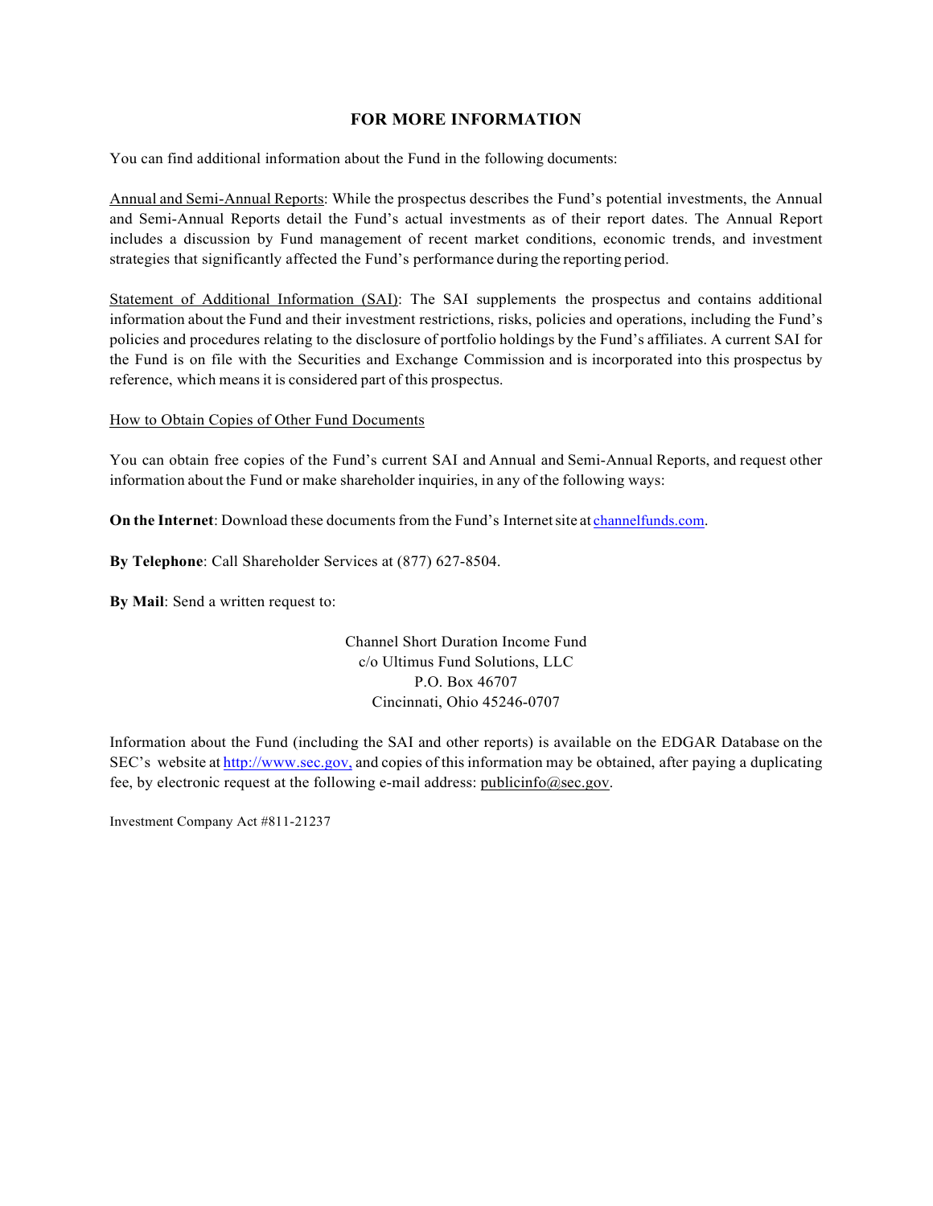## FOR MORE INFORMATION

You can find additional information about the Fund in the following documents:

Annual and Semi-Annual Reports: While the prospectus describes the Fund's potential investments, the Annual and Semi-Annual Reports detail the Fund's actual investments as of their report dates. The Annual Report includes a discussion by Fund management of recent market conditions, economic trends, and investment strategies that significantly affected the Fund's performance during the reporting period.

Statement of Additional Information (SAI): The SAI supplements the prospectus and contains additional information about the Fund and their investment restrictions, risks, policies and operations, including the Fund's policies and procedures relating to the disclosure of portfolio holdings by the Fund's affiliates. A current SAI for the Fund is on file with the Securities and Exchange Commission and is incorporated into this prospectus by reference, which means it is considered part of this prospectus.

How to Obtain Copies of Other Fund Documents

You can obtain free copies of the Fund's current SAI and Annual and Semi-Annual Reports, and request other information about the Fund or make shareholder inquiries, in any of the following ways:

**On the Internet**: Download these documents from the Fund's Internet site at channelfunds.com.

**By Telephone**: Call Shareholder Services at (877) 627-8504.

**By Mail**: Send a written request to:

Channel Short Duration Income Fund
c/o Ultimus Fund Solutions, LLC
P.O. Box 46707
Cincinnati, Ohio 45246-0707

Information about the Fund (including the SAI and other reports) is available on the EDGAR Database on the SEC's website at http://www.sec.gov, and copies of this information may be obtained, after paying a duplicating fee, by electronic request at the following e-mail address: publicinfo@sec.gov.

Investment Company Act #811-21237